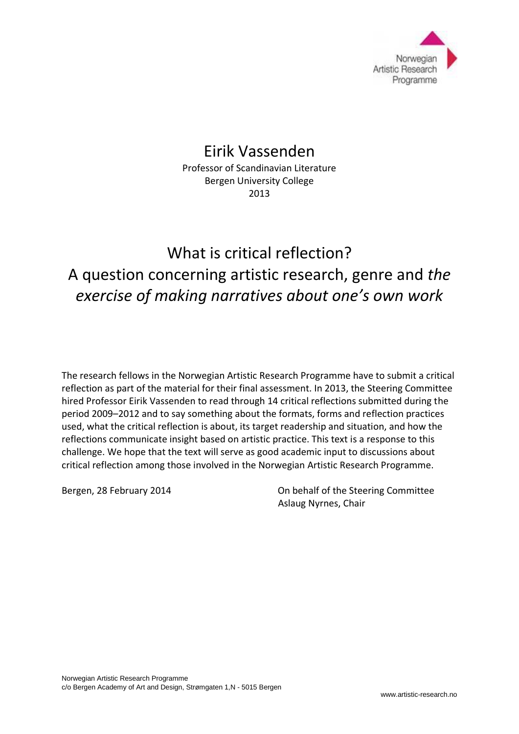Norwegian Artistic Research Programme

Eirik Vassenden
Professor of Scandinavian Literature
Bergen University College
2013

# What is critical reflection?
# A question concerning artistic research, genre and *the exercise of making narratives about one's own work*

The research fellows in the Norwegian Artistic Research Programme have to submit a critical reflection as part of the material for their final assessment. In 2013, the Steering Committee hired Professor Eirik Vassenden to read through 14 critical reflections submitted during the period 2009–2012 and to say something about the formats, forms and reflection practices used, what the critical reflection is about, its target readership and situation, and how the reflections communicate insight based on artistic practice. This text is a response to this challenge. We hope that the text will serve as good academic input to discussions about critical reflection among those involved in the Norwegian Artistic Research Programme.

Bergen, 28 February 2014

On behalf of the Steering Committee
Aslaug Nyrnes, Chair

Norwegian Artistic Research Programme
c/o Bergen Academy of Art and Design, Strømgaten 1,N - 5015 Bergen

www.artistic-research.no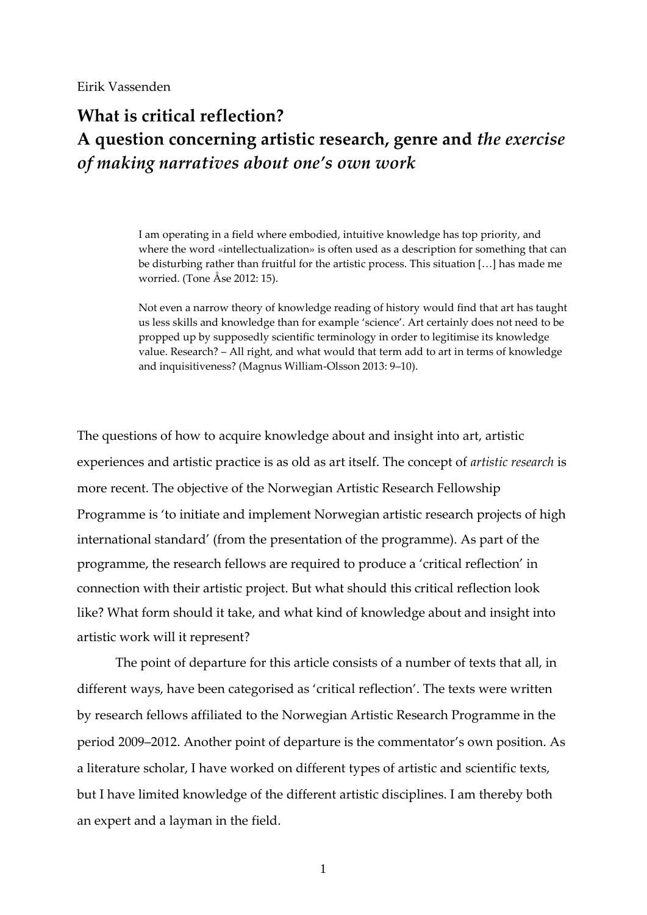Eirik Vassenden

# What is critical reflection?
# A question concerning artistic research, genre and *the exercise of making narratives about one's own work*

> I am operating in a field where embodied, intuitive knowledge has top priority, and where the word «intellectualization» is often used as a description for something that can be disturbing rather than fruitful for the artistic process. This situation […] has made me worried. (Tone Åse 2012: 15).

> Not even a narrow theory of knowledge reading of history would find that art has taught us less skills and knowledge than for example 'science'. Art certainly does not need to be propped up by supposedly scientific terminology in order to legitimise its knowledge value. Research? – All right, and what would that term add to art in terms of knowledge and inquisitiveness? (Magnus William-Olsson 2013: 9–10).

The questions of how to acquire knowledge about and insight into art, artistic experiences and artistic practice is as old as art itself. The concept of *artistic research* is more recent. The objective of the Norwegian Artistic Research Fellowship Programme is 'to initiate and implement Norwegian artistic research projects of high international standard' (from the presentation of the programme). As part of the programme, the research fellows are required to produce a 'critical reflection' in connection with their artistic project. But what should this critical reflection look like? What form should it take, and what kind of knowledge about and insight into artistic work will it represent?

The point of departure for this article consists of a number of texts that all, in different ways, have been categorised as 'critical reflection'. The texts were written by research fellows affiliated to the Norwegian Artistic Research Programme in the period 2009–2012. Another point of departure is the commentator's own position. As a literature scholar, I have worked on different types of artistic and scientific texts, but I have limited knowledge of the different artistic disciplines. I am thereby both an expert and a layman in the field.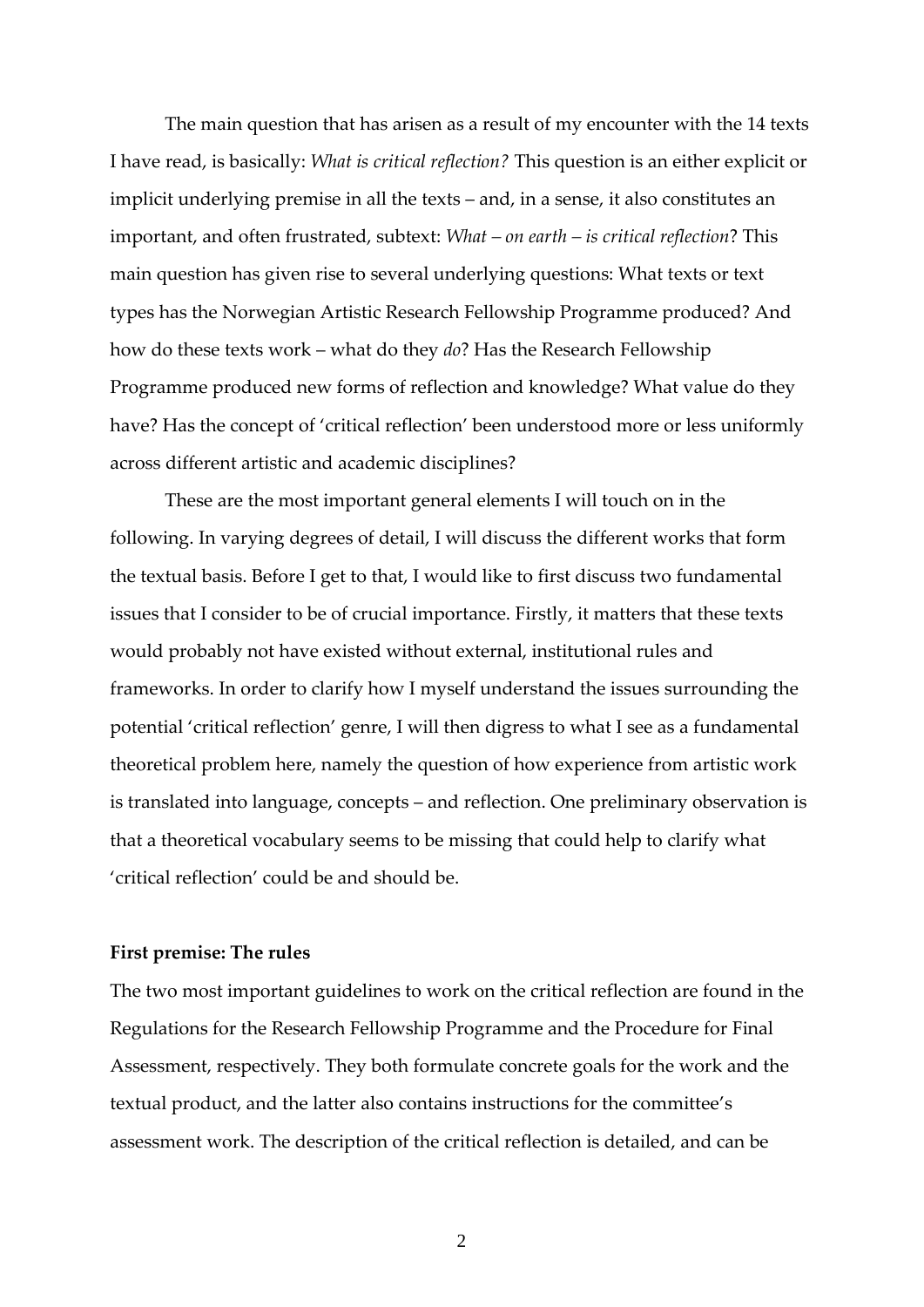The main question that has arisen as a result of my encounter with the 14 texts I have read, is basically: *What is critical reflection?* This question is an either explicit or implicit underlying premise in all the texts – and, in a sense, it also constitutes an important, and often frustrated, subtext: *What – on earth – is critical reflection*? This main question has given rise to several underlying questions: What texts or text types has the Norwegian Artistic Research Fellowship Programme produced? And how do these texts work – what do they *do*? Has the Research Fellowship Programme produced new forms of reflection and knowledge? What value do they have? Has the concept of 'critical reflection' been understood more or less uniformly across different artistic and academic disciplines?

These are the most important general elements I will touch on in the following. In varying degrees of detail, I will discuss the different works that form the textual basis. Before I get to that, I would like to first discuss two fundamental issues that I consider to be of crucial importance. Firstly, it matters that these texts would probably not have existed without external, institutional rules and frameworks. In order to clarify how I myself understand the issues surrounding the potential 'critical reflection' genre, I will then digress to what I see as a fundamental theoretical problem here, namely the question of how experience from artistic work is translated into language, concepts – and reflection. One preliminary observation is that a theoretical vocabulary seems to be missing that could help to clarify what 'critical reflection' could be and should be.

**First premise: The rules**

The two most important guidelines to work on the critical reflection are found in the Regulations for the Research Fellowship Programme and the Procedure for Final Assessment, respectively. They both formulate concrete goals for the work and the textual product, and the latter also contains instructions for the committee's assessment work. The description of the critical reflection is detailed, and can be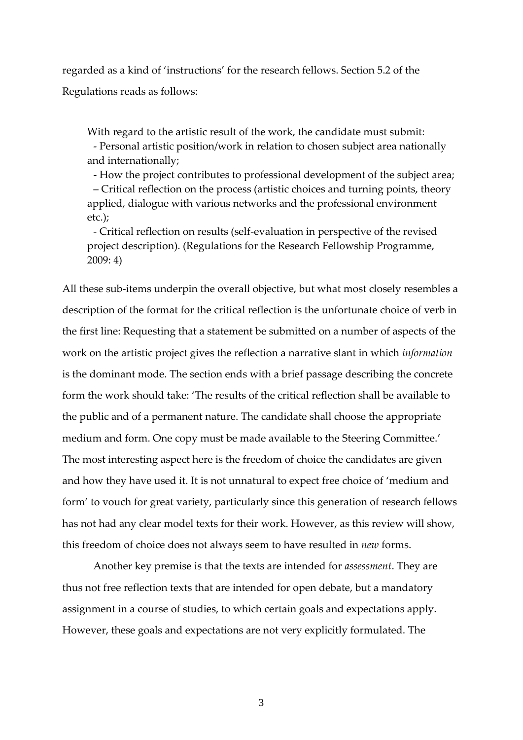regarded as a kind of 'instructions' for the research fellows. Section 5.2 of the Regulations reads as follows:

> With regard to the artistic result of the work, the candidate must submit:
> - Personal artistic position/work in relation to chosen subject area nationally and internationally;
> - How the project contributes to professional development of the subject area;
> – Critical reflection on the process (artistic choices and turning points, theory applied, dialogue with various networks and the professional environment etc.);
> - Critical reflection on results (self-evaluation in perspective of the revised project description). (Regulations for the Research Fellowship Programme, 2009: 4)

All these sub-items underpin the overall objective, but what most closely resembles a description of the format for the critical reflection is the unfortunate choice of verb in the first line: Requesting that a statement be submitted on a number of aspects of the work on the artistic project gives the reflection a narrative slant in which *information* is the dominant mode. The section ends with a brief passage describing the concrete form the work should take: 'The results of the critical reflection shall be available to the public and of a permanent nature. The candidate shall choose the appropriate medium and form. One copy must be made available to the Steering Committee.' The most interesting aspect here is the freedom of choice the candidates are given and how they have used it. It is not unnatural to expect free choice of 'medium and form' to vouch for great variety, particularly since this generation of research fellows has not had any clear model texts for their work. However, as this review will show, this freedom of choice does not always seem to have resulted in *new* forms.

Another key premise is that the texts are intended for *assessment*. They are thus not free reflection texts that are intended for open debate, but a mandatory assignment in a course of studies, to which certain goals and expectations apply. However, these goals and expectations are not very explicitly formulated. The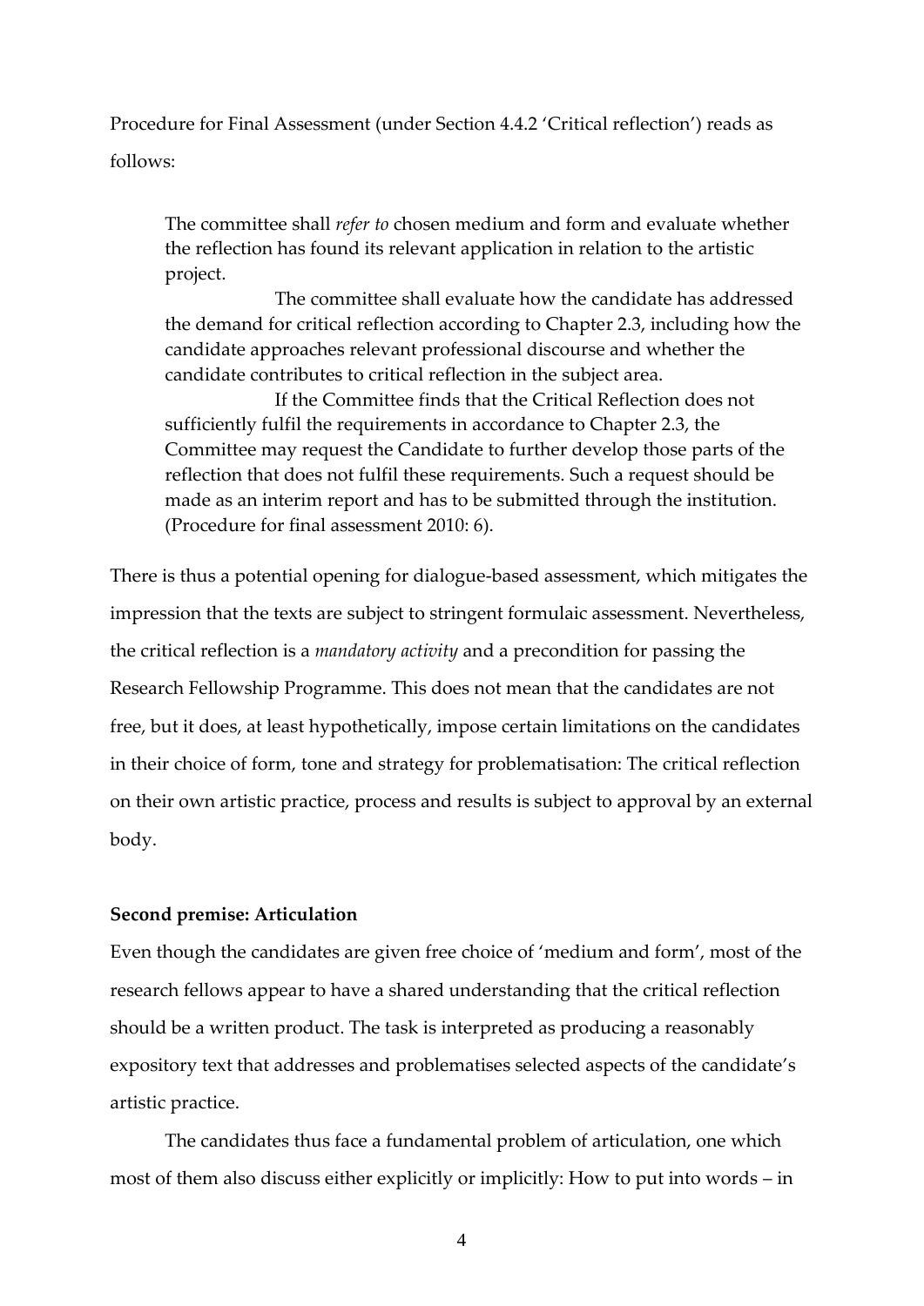Procedure for Final Assessment (under Section 4.4.2 'Critical reflection') reads as follows:

> The committee shall *refer to* chosen medium and form and evaluate whether the reflection has found its relevant application in relation to the artistic project.
>
> The committee shall evaluate how the candidate has addressed the demand for critical reflection according to Chapter 2.3, including how the candidate approaches relevant professional discourse and whether the candidate contributes to critical reflection in the subject area.
>
> If the Committee finds that the Critical Reflection does not sufficiently fulfil the requirements in accordance to Chapter 2.3, the Committee may request the Candidate to further develop those parts of the reflection that does not fulfil these requirements. Such a request should be made as an interim report and has to be submitted through the institution. (Procedure for final assessment 2010: 6).

There is thus a potential opening for dialogue-based assessment, which mitigates the impression that the texts are subject to stringent formulaic assessment. Nevertheless, the critical reflection is a *mandatory activity* and a precondition for passing the Research Fellowship Programme. This does not mean that the candidates are not free, but it does, at least hypothetically, impose certain limitations on the candidates in their choice of form, tone and strategy for problematisation: The critical reflection on their own artistic practice, process and results is subject to approval by an external body.

**Second premise: Articulation**

Even though the candidates are given free choice of 'medium and form', most of the research fellows appear to have a shared understanding that the critical reflection should be a written product. The task is interpreted as producing a reasonably expository text that addresses and problematises selected aspects of the candidate's artistic practice.

The candidates thus face a fundamental problem of articulation, one which most of them also discuss either explicitly or implicitly: How to put into words – in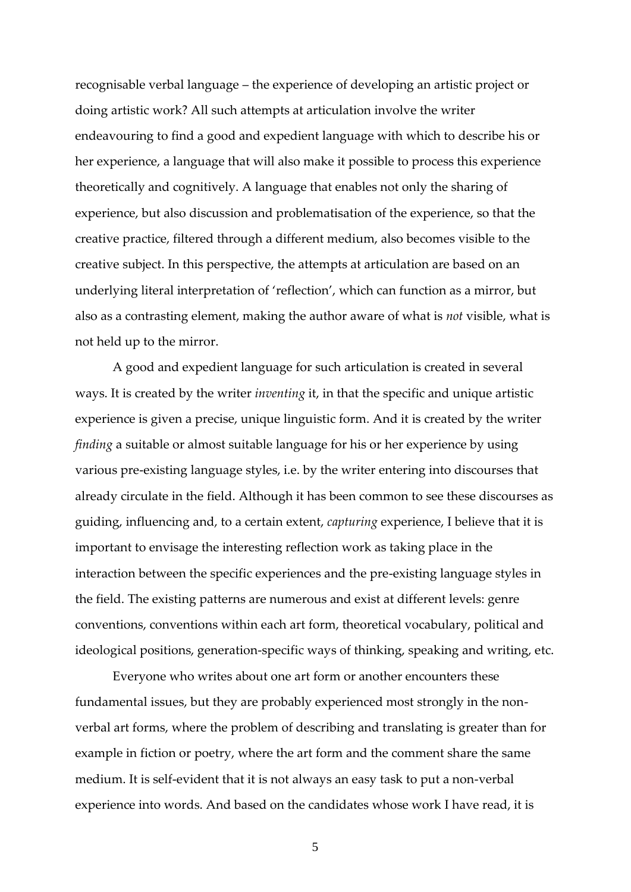recognisable verbal language – the experience of developing an artistic project or doing artistic work? All such attempts at articulation involve the writer endeavouring to find a good and expedient language with which to describe his or her experience, a language that will also make it possible to process this experience theoretically and cognitively. A language that enables not only the sharing of experience, but also discussion and problematisation of the experience, so that the creative practice, filtered through a different medium, also becomes visible to the creative subject. In this perspective, the attempts at articulation are based on an underlying literal interpretation of 'reflection', which can function as a mirror, but also as a contrasting element, making the author aware of what is *not* visible, what is not held up to the mirror.

A good and expedient language for such articulation is created in several ways. It is created by the writer *inventing* it, in that the specific and unique artistic experience is given a precise, unique linguistic form. And it is created by the writer *finding* a suitable or almost suitable language for his or her experience by using various pre-existing language styles, i.e. by the writer entering into discourses that already circulate in the field. Although it has been common to see these discourses as guiding, influencing and, to a certain extent, *capturing* experience, I believe that it is important to envisage the interesting reflection work as taking place in the interaction between the specific experiences and the pre-existing language styles in the field. The existing patterns are numerous and exist at different levels: genre conventions, conventions within each art form, theoretical vocabulary, political and ideological positions, generation-specific ways of thinking, speaking and writing, etc.

Everyone who writes about one art form or another encounters these fundamental issues, but they are probably experienced most strongly in the non-verbal art forms, where the problem of describing and translating is greater than for example in fiction or poetry, where the art form and the comment share the same medium. It is self-evident that it is not always an easy task to put a non-verbal experience into words. And based on the candidates whose work I have read, it is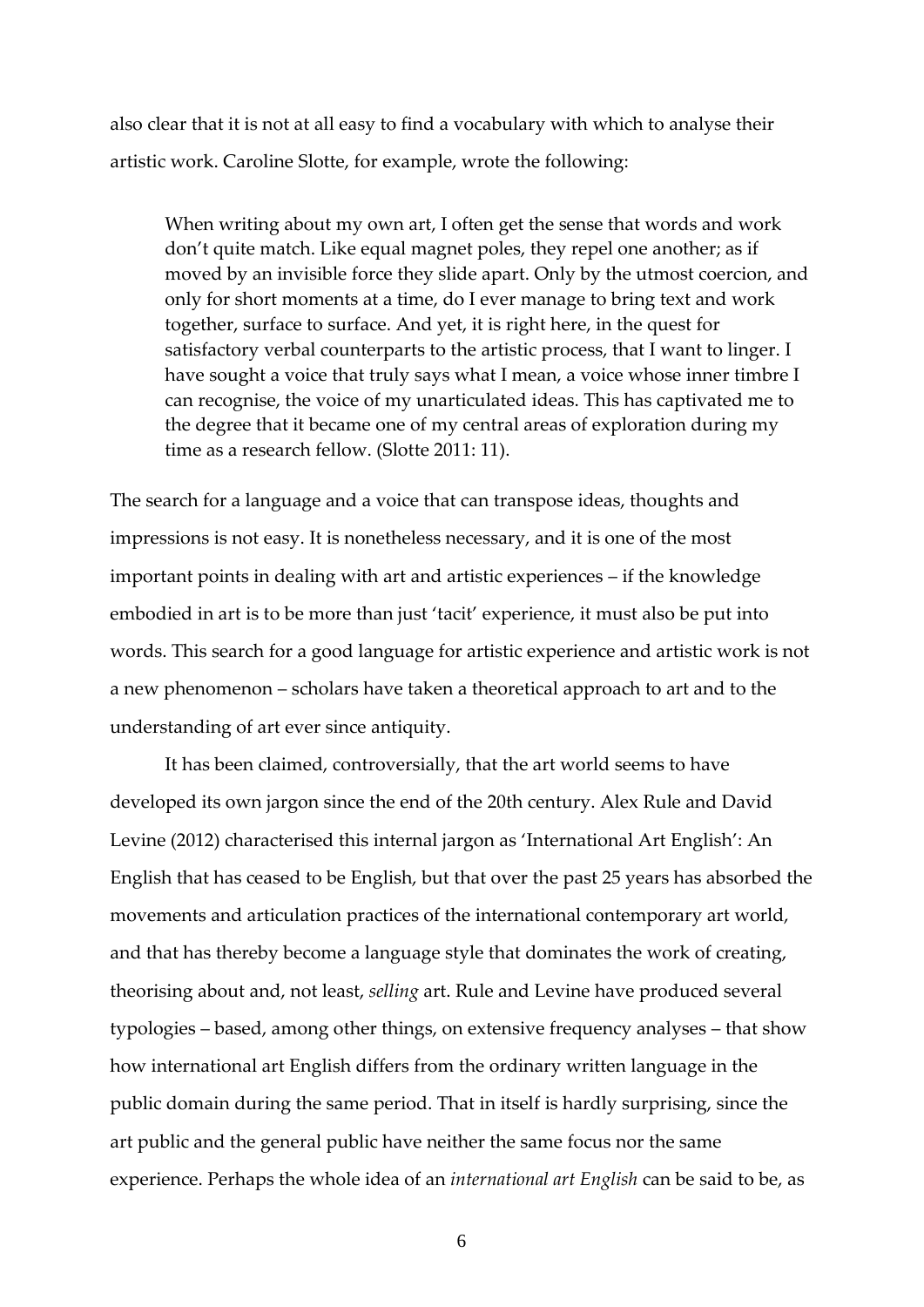also clear that it is not at all easy to find a vocabulary with which to analyse their artistic work. Caroline Slotte, for example, wrote the following:

> When writing about my own art, I often get the sense that words and work don't quite match. Like equal magnet poles, they repel one another; as if moved by an invisible force they slide apart. Only by the utmost coercion, and only for short moments at a time, do I ever manage to bring text and work together, surface to surface. And yet, it is right here, in the quest for satisfactory verbal counterparts to the artistic process, that I want to linger. I have sought a voice that truly says what I mean, a voice whose inner timbre I can recognise, the voice of my unarticulated ideas. This has captivated me to the degree that it became one of my central areas of exploration during my time as a research fellow. (Slotte 2011: 11).

The search for a language and a voice that can transpose ideas, thoughts and impressions is not easy. It is nonetheless necessary, and it is one of the most important points in dealing with art and artistic experiences – if the knowledge embodied in art is to be more than just 'tacit' experience, it must also be put into words. This search for a good language for artistic experience and artistic work is not a new phenomenon – scholars have taken a theoretical approach to art and to the understanding of art ever since antiquity.

It has been claimed, controversially, that the art world seems to have developed its own jargon since the end of the 20th century. Alex Rule and David Levine (2012) characterised this internal jargon as 'International Art English': An English that has ceased to be English, but that over the past 25 years has absorbed the movements and articulation practices of the international contemporary art world, and that has thereby become a language style that dominates the work of creating, theorising about and, not least, *selling* art. Rule and Levine have produced several typologies – based, among other things, on extensive frequency analyses – that show how international art English differs from the ordinary written language in the public domain during the same period. That in itself is hardly surprising, since the art public and the general public have neither the same focus nor the same experience. Perhaps the whole idea of an *international art English* can be said to be, as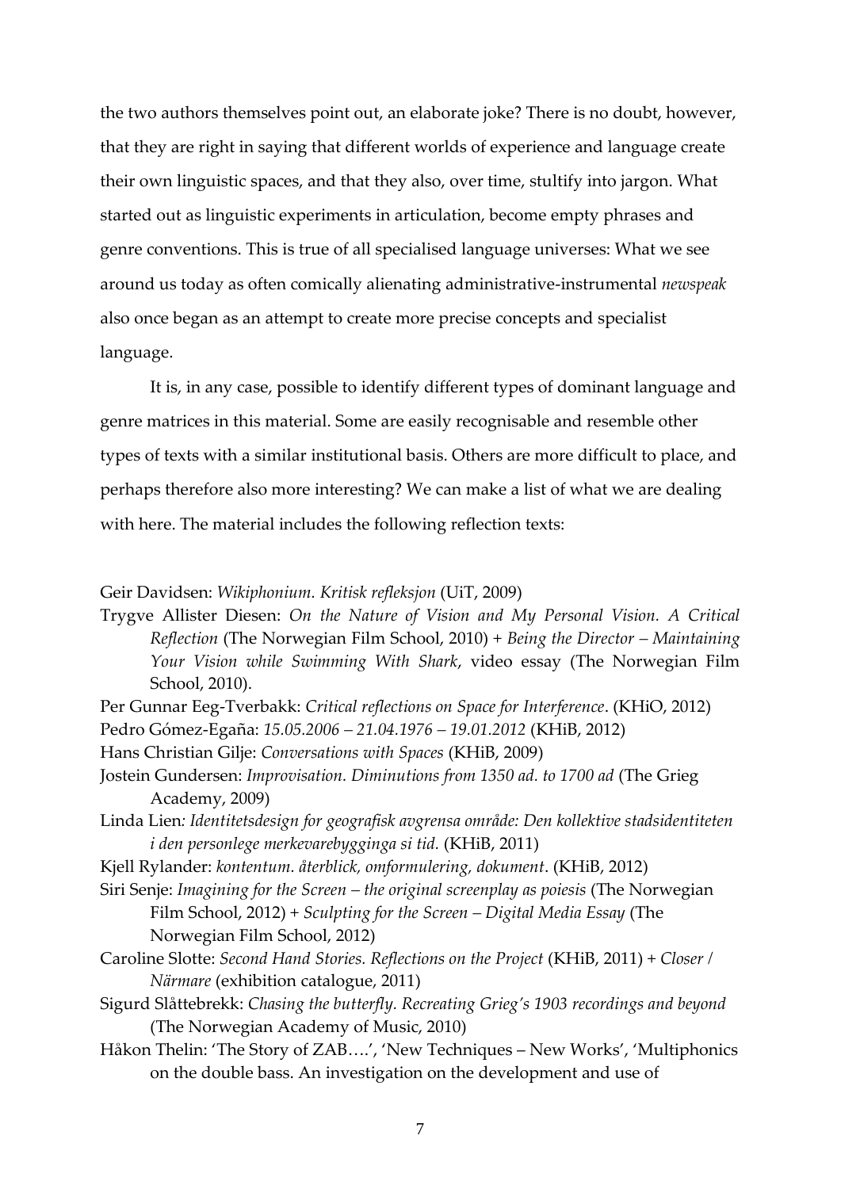the two authors themselves point out, an elaborate joke? There is no doubt, however, that they are right in saying that different worlds of experience and language create their own linguistic spaces, and that they also, over time, stultify into jargon. What started out as linguistic experiments in articulation, become empty phrases and genre conventions. This is true of all specialised language universes: What we see around us today as often comically alienating administrative-instrumental *newspeak* also once began as an attempt to create more precise concepts and specialist language.

It is, in any case, possible to identify different types of dominant language and genre matrices in this material. Some are easily recognisable and resemble other types of texts with a similar institutional basis. Others are more difficult to place, and perhaps therefore also more interesting? We can make a list of what we are dealing with here. The material includes the following reflection texts:

Geir Davidsen: *Wikiphonium. Kritisk refleksjon* (UiT, 2009)

Trygve Allister Diesen: *On the Nature of Vision and My Personal Vision. A Critical Reflection* (The Norwegian Film School, 2010) + *Being the Director – Maintaining Your Vision while Swimming With Shark*, video essay (The Norwegian Film School, 2010).

Per Gunnar Eeg-Tverbakk: *Critical reflections on Space for Interference*. (KHiO, 2012)

Pedro Gómez-Egaña: *15.05.2006 – 21.04.1976 – 19.01.2012* (KHiB, 2012)

Hans Christian Gilje: *Conversations with Spaces* (KHiB, 2009)

Jostein Gundersen: *Improvisation. Diminutions from 1350 ad. to 1700 ad* (The Grieg Academy, 2009)

Linda Lien*: Identitetsdesign for geografisk avgrensa område: Den kollektive stadsidentiteten i den personlege merkevarebygginga si tid.* (KHiB, 2011)

Kjell Rylander: *kontentum. återblick, omformulering, dokument*. (KHiB, 2012)

Siri Senje: *Imagining for the Screen – the original screenplay as poiesis* (The Norwegian Film School, 2012) + *Sculpting for the Screen – Digital Media Essay* (The Norwegian Film School, 2012)

Caroline Slotte: *Second Hand Stories. Reflections on the Project* (KHiB, 2011) + *Closer / Närmare* (exhibition catalogue, 2011)

Sigurd Slåttebrekk: *Chasing the butterfly. Recreating Grieg's 1903 recordings and beyond* (The Norwegian Academy of Music, 2010)

Håkon Thelin: 'The Story of ZAB….', 'New Techniques – New Works', 'Multiphonics on the double bass. An investigation on the development and use of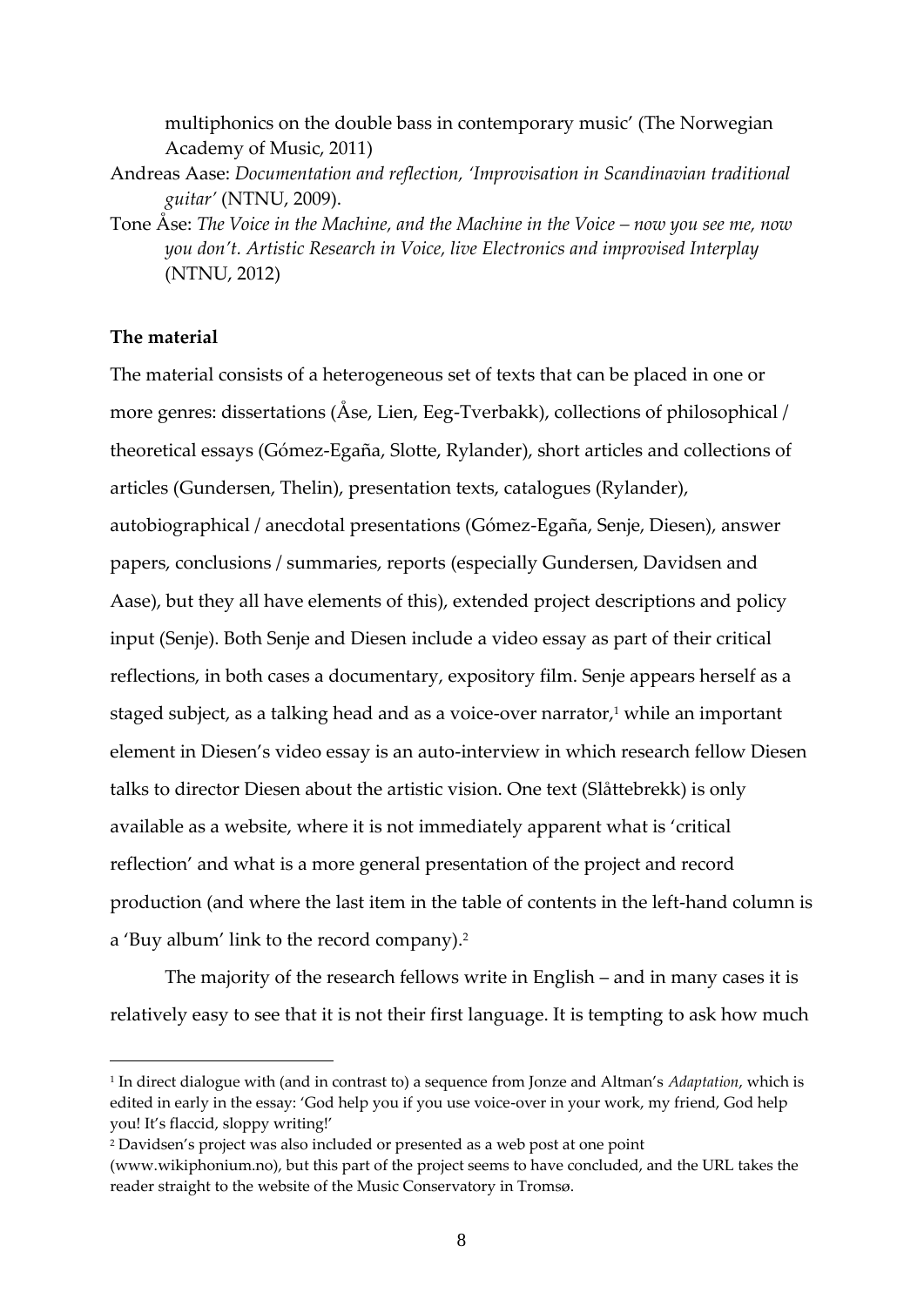multiphonics on the double bass in contemporary music' (The Norwegian Academy of Music, 2011)

Andreas Aase: *Documentation and reflection, 'Improvisation in Scandinavian traditional guitar'* (NTNU, 2009).

Tone Åse: *The Voice in the Machine, and the Machine in the Voice – now you see me, now you don't. Artistic Research in Voice, live Electronics and improvised Interplay* (NTNU, 2012)

**The material**

The material consists of a heterogeneous set of texts that can be placed in one or more genres: dissertations (Åse, Lien, Eeg-Tverbakk), collections of philosophical / theoretical essays (Gómez-Egaña, Slotte, Rylander), short articles and collections of articles (Gundersen, Thelin), presentation texts, catalogues (Rylander), autobiographical / anecdotal presentations (Gómez-Egaña, Senje, Diesen), answer papers, conclusions / summaries, reports (especially Gundersen, Davidsen and Aase), but they all have elements of this), extended project descriptions and policy input (Senje). Both Senje and Diesen include a video essay as part of their critical reflections, in both cases a documentary, expository film. Senje appears herself as a staged subject, as a talking head and as a voice-over narrator,[1] while an important element in Diesen's video essay is an auto-interview in which research fellow Diesen talks to director Diesen about the artistic vision. One text (Slåttebrekk) is only available as a website, where it is not immediately apparent what is 'critical reflection' and what is a more general presentation of the project and record production (and where the last item in the table of contents in the left-hand column is a 'Buy album' link to the record company).[2]

The majority of the research fellows write in English – and in many cases it is relatively easy to see that it is not their first language. It is tempting to ask how much

[1] In direct dialogue with (and in contrast to) a sequence from Jonze and Altman's *Adaptation*, which is edited in early in the essay: 'God help you if you use voice-over in your work, my friend, God help you! It's flaccid, sloppy writing!'

[2] Davidsen's project was also included or presented as a web post at one point (www.wikiphonium.no), but this part of the project seems to have concluded, and the URL takes the reader straight to the website of the Music Conservatory in Tromsø.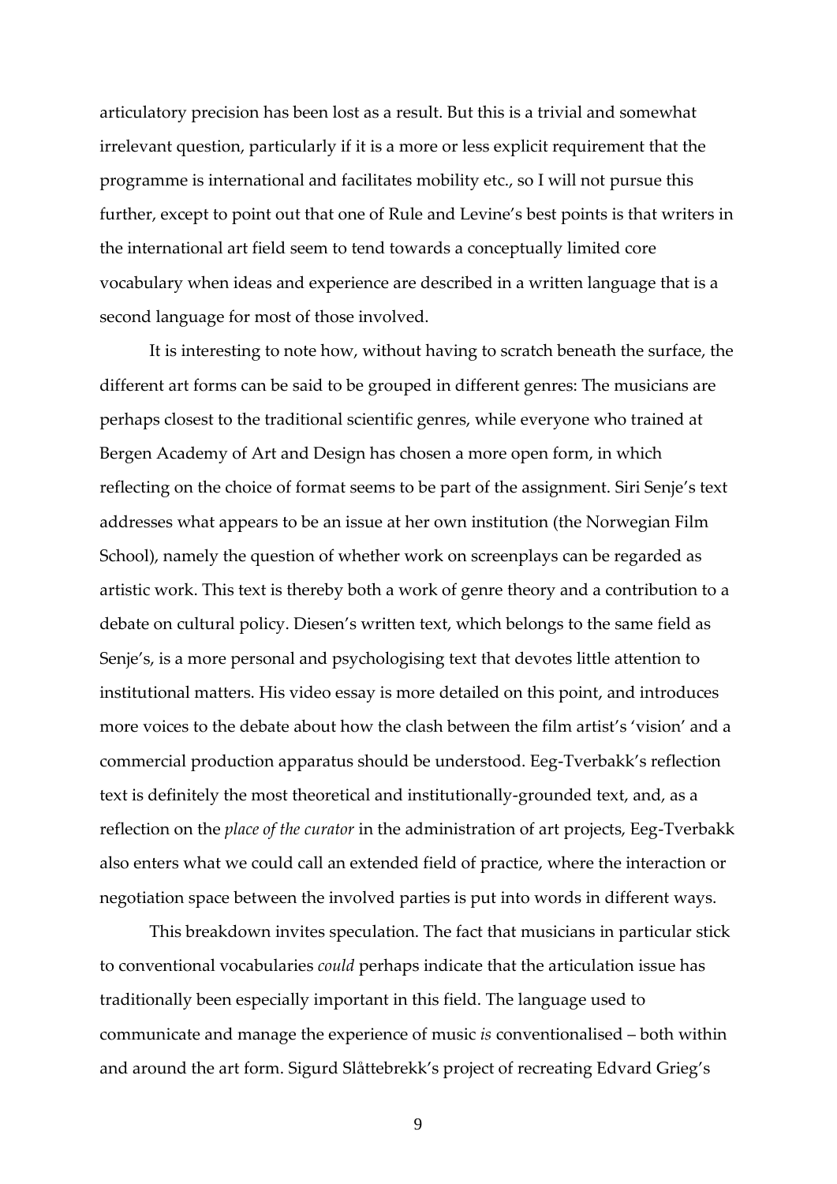articulatory precision has been lost as a result. But this is a trivial and somewhat irrelevant question, particularly if it is a more or less explicit requirement that the programme is international and facilitates mobility etc., so I will not pursue this further, except to point out that one of Rule and Levine's best points is that writers in the international art field seem to tend towards a conceptually limited core vocabulary when ideas and experience are described in a written language that is a second language for most of those involved.

It is interesting to note how, without having to scratch beneath the surface, the different art forms can be said to be grouped in different genres: The musicians are perhaps closest to the traditional scientific genres, while everyone who trained at Bergen Academy of Art and Design has chosen a more open form, in which reflecting on the choice of format seems to be part of the assignment. Siri Senje's text addresses what appears to be an issue at her own institution (the Norwegian Film School), namely the question of whether work on screenplays can be regarded as artistic work. This text is thereby both a work of genre theory and a contribution to a debate on cultural policy. Diesen's written text, which belongs to the same field as Senje's, is a more personal and psychologising text that devotes little attention to institutional matters. His video essay is more detailed on this point, and introduces more voices to the debate about how the clash between the film artist's 'vision' and a commercial production apparatus should be understood. Eeg-Tverbakk's reflection text is definitely the most theoretical and institutionally-grounded text, and, as a reflection on the *place of the curator* in the administration of art projects, Eeg-Tverbakk also enters what we could call an extended field of practice, where the interaction or negotiation space between the involved parties is put into words in different ways.

This breakdown invites speculation. The fact that musicians in particular stick to conventional vocabularies *could* perhaps indicate that the articulation issue has traditionally been especially important in this field. The language used to communicate and manage the experience of music *is* conventionalised – both within and around the art form. Sigurd Slåttebrekk's project of recreating Edvard Grieg's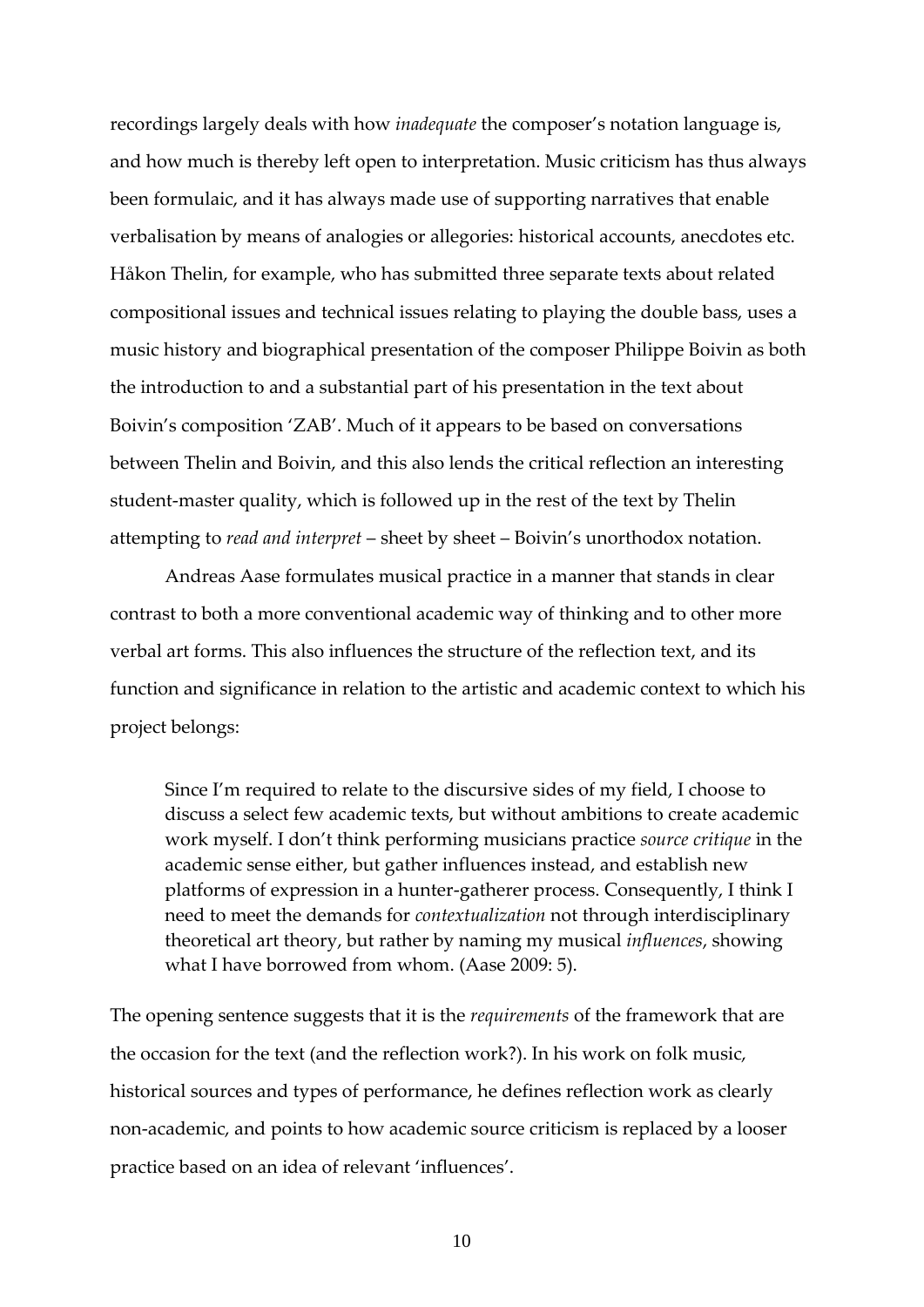recordings largely deals with how *inadequate* the composer's notation language is, and how much is thereby left open to interpretation. Music criticism has thus always been formulaic, and it has always made use of supporting narratives that enable verbalisation by means of analogies or allegories: historical accounts, anecdotes etc. Håkon Thelin, for example, who has submitted three separate texts about related compositional issues and technical issues relating to playing the double bass, uses a music history and biographical presentation of the composer Philippe Boivin as both the introduction to and a substantial part of his presentation in the text about Boivin's composition 'ZAB'. Much of it appears to be based on conversations between Thelin and Boivin, and this also lends the critical reflection an interesting student-master quality, which is followed up in the rest of the text by Thelin attempting to *read and interpret* – sheet by sheet – Boivin's unorthodox notation.

Andreas Aase formulates musical practice in a manner that stands in clear contrast to both a more conventional academic way of thinking and to other more verbal art forms. This also influences the structure of the reflection text, and its function and significance in relation to the artistic and academic context to which his project belongs:

> Since I'm required to relate to the discursive sides of my field, I choose to discuss a select few academic texts, but without ambitions to create academic work myself. I don't think performing musicians practice *source critique* in the academic sense either, but gather influences instead, and establish new platforms of expression in a hunter-gatherer process. Consequently, I think I need to meet the demands for *contextualization* not through interdisciplinary theoretical art theory, but rather by naming my musical *influences*, showing what I have borrowed from whom. (Aase 2009: 5).

The opening sentence suggests that it is the *requirements* of the framework that are the occasion for the text (and the reflection work?). In his work on folk music, historical sources and types of performance, he defines reflection work as clearly non-academic, and points to how academic source criticism is replaced by a looser practice based on an idea of relevant 'influences'.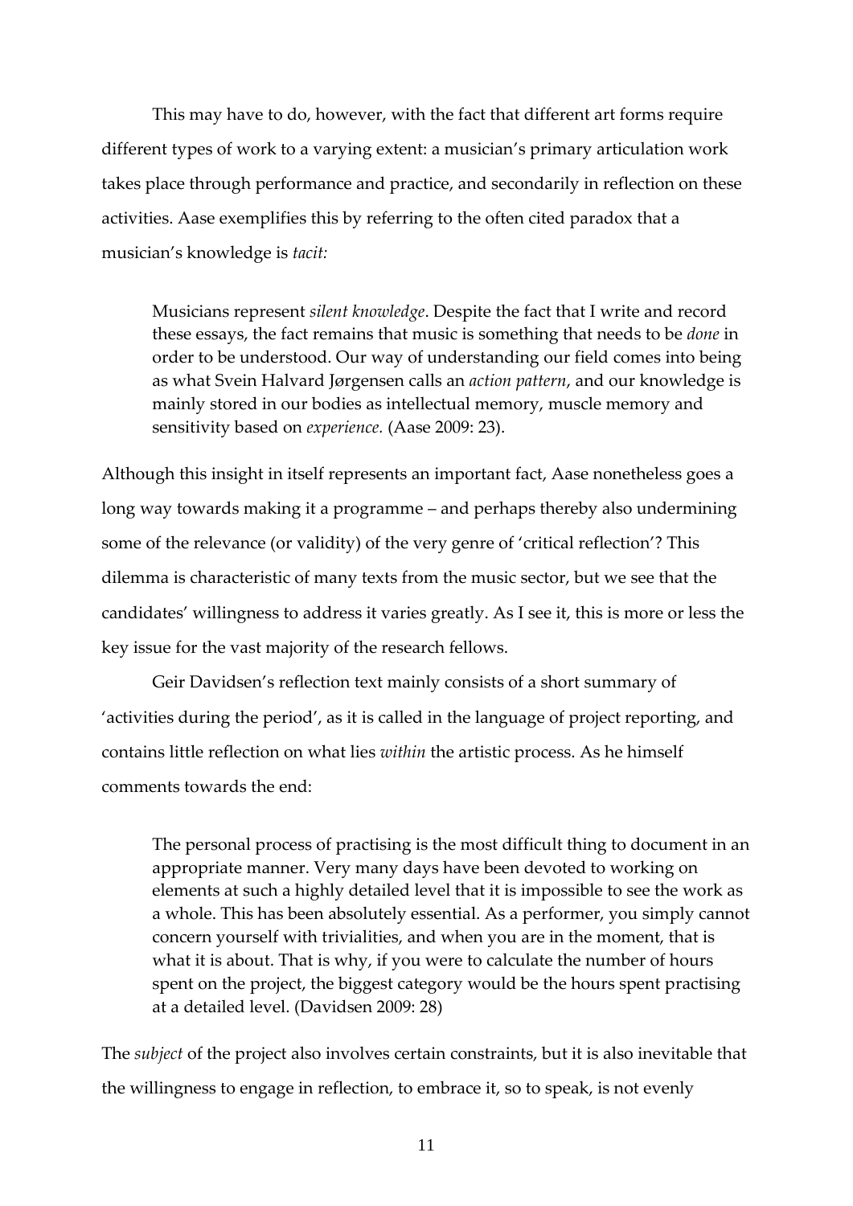This may have to do, however, with the fact that different art forms require different types of work to a varying extent: a musician's primary articulation work takes place through performance and practice, and secondarily in reflection on these activities. Aase exemplifies this by referring to the often cited paradox that a musician's knowledge is *tacit:*

> Musicians represent *silent knowledge*. Despite the fact that I write and record these essays, the fact remains that music is something that needs to be *done* in order to be understood. Our way of understanding our field comes into being as what Svein Halvard Jørgensen calls an *action pattern*, and our knowledge is mainly stored in our bodies as intellectual memory, muscle memory and sensitivity based on *experience.* (Aase 2009: 23).

Although this insight in itself represents an important fact, Aase nonetheless goes a long way towards making it a programme – and perhaps thereby also undermining some of the relevance (or validity) of the very genre of 'critical reflection'? This dilemma is characteristic of many texts from the music sector, but we see that the candidates' willingness to address it varies greatly. As I see it, this is more or less the key issue for the vast majority of the research fellows.

Geir Davidsen's reflection text mainly consists of a short summary of 'activities during the period', as it is called in the language of project reporting, and contains little reflection on what lies *within* the artistic process. As he himself comments towards the end:

> The personal process of practising is the most difficult thing to document in an appropriate manner. Very many days have been devoted to working on elements at such a highly detailed level that it is impossible to see the work as a whole. This has been absolutely essential. As a performer, you simply cannot concern yourself with trivialities, and when you are in the moment, that is what it is about. That is why, if you were to calculate the number of hours spent on the project, the biggest category would be the hours spent practising at a detailed level. (Davidsen 2009: 28)

The *subject* of the project also involves certain constraints, but it is also inevitable that the willingness to engage in reflection, to embrace it, so to speak, is not evenly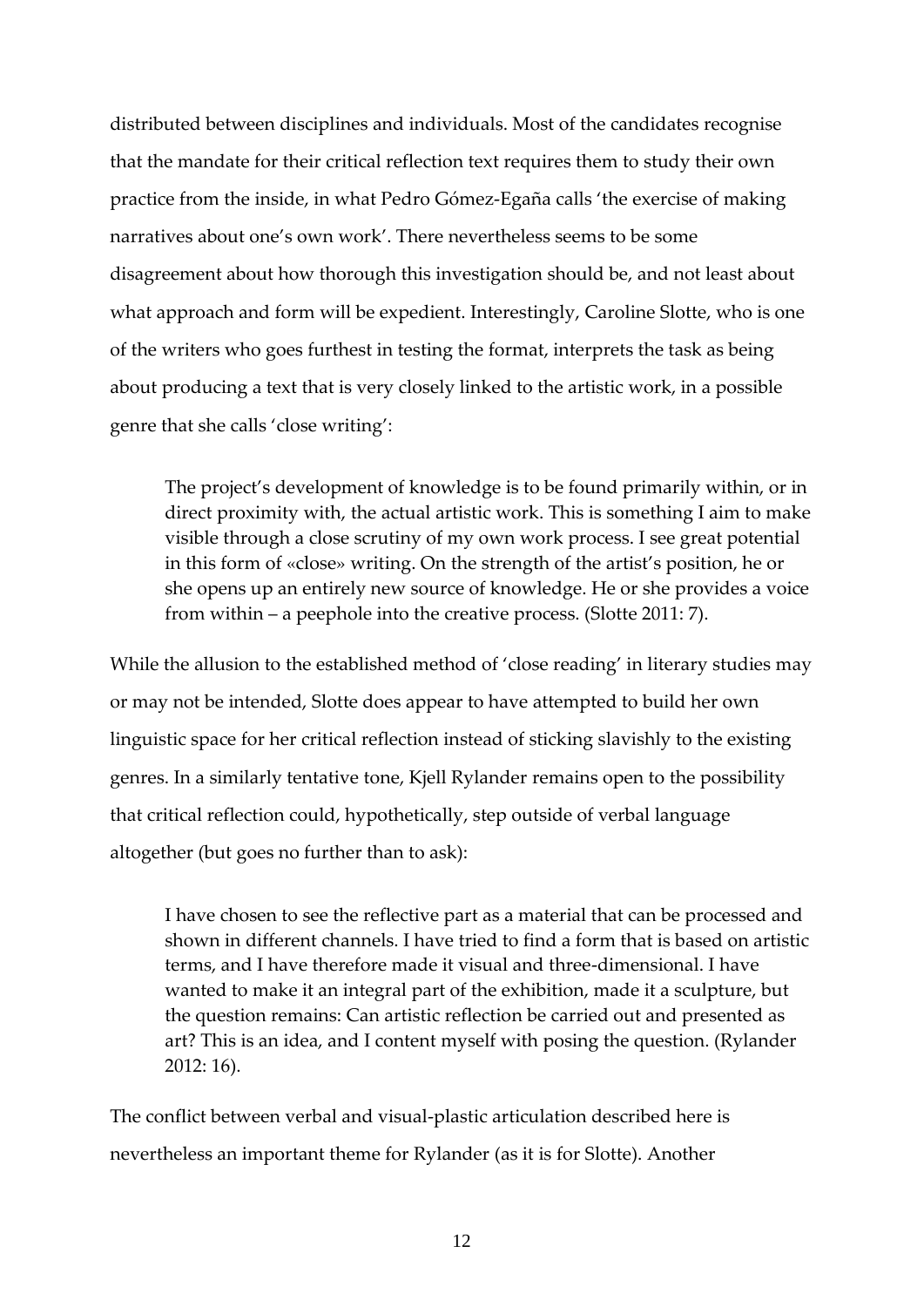distributed between disciplines and individuals. Most of the candidates recognise that the mandate for their critical reflection text requires them to study their own practice from the inside, in what Pedro Gómez-Egaña calls 'the exercise of making narratives about one's own work'. There nevertheless seems to be some disagreement about how thorough this investigation should be, and not least about what approach and form will be expedient. Interestingly, Caroline Slotte, who is one of the writers who goes furthest in testing the format, interprets the task as being about producing a text that is very closely linked to the artistic work, in a possible genre that she calls 'close writing':

> The project's development of knowledge is to be found primarily within, or in direct proximity with, the actual artistic work. This is something I aim to make visible through a close scrutiny of my own work process. I see great potential in this form of «close» writing. On the strength of the artist's position, he or she opens up an entirely new source of knowledge. He or she provides a voice from within – a peephole into the creative process. (Slotte 2011: 7).

While the allusion to the established method of 'close reading' in literary studies may or may not be intended, Slotte does appear to have attempted to build her own linguistic space for her critical reflection instead of sticking slavishly to the existing genres. In a similarly tentative tone, Kjell Rylander remains open to the possibility that critical reflection could, hypothetically, step outside of verbal language altogether (but goes no further than to ask):

> I have chosen to see the reflective part as a material that can be processed and shown in different channels. I have tried to find a form that is based on artistic terms, and I have therefore made it visual and three-dimensional. I have wanted to make it an integral part of the exhibition, made it a sculpture, but the question remains: Can artistic reflection be carried out and presented as art? This is an idea, and I content myself with posing the question. (Rylander 2012: 16).

The conflict between verbal and visual-plastic articulation described here is nevertheless an important theme for Rylander (as it is for Slotte). Another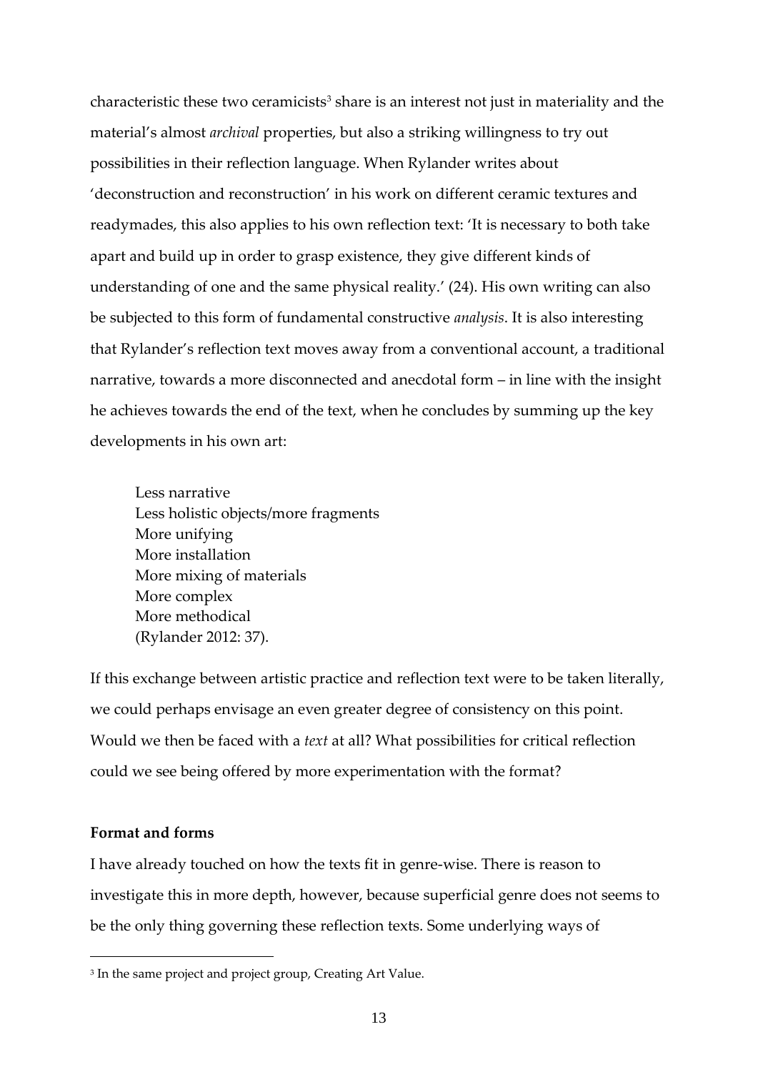characteristic these two ceramicists[3] share is an interest not just in materiality and the material's almost *archival* properties, but also a striking willingness to try out possibilities in their reflection language. When Rylander writes about 'deconstruction and reconstruction' in his work on different ceramic textures and readymades, this also applies to his own reflection text: 'It is necessary to both take apart and build up in order to grasp existence, they give different kinds of understanding of one and the same physical reality.' (24). His own writing can also be subjected to this form of fundamental constructive *analysis*. It is also interesting that Rylander's reflection text moves away from a conventional account, a traditional narrative, towards a more disconnected and anecdotal form – in line with the insight he achieves towards the end of the text, when he concludes by summing up the key developments in his own art:

> Less narrative
> Less holistic objects/more fragments
> More unifying
> More installation
> More mixing of materials
> More complex
> More methodical
> (Rylander 2012: 37).

If this exchange between artistic practice and reflection text were to be taken literally, we could perhaps envisage an even greater degree of consistency on this point. Would we then be faced with a *text* at all? What possibilities for critical reflection could we see being offered by more experimentation with the format?

**Format and forms**

I have already touched on how the texts fit in genre-wise. There is reason to investigate this in more depth, however, because superficial genre does not seems to be the only thing governing these reflection texts. Some underlying ways of

[3] In the same project and project group, Creating Art Value.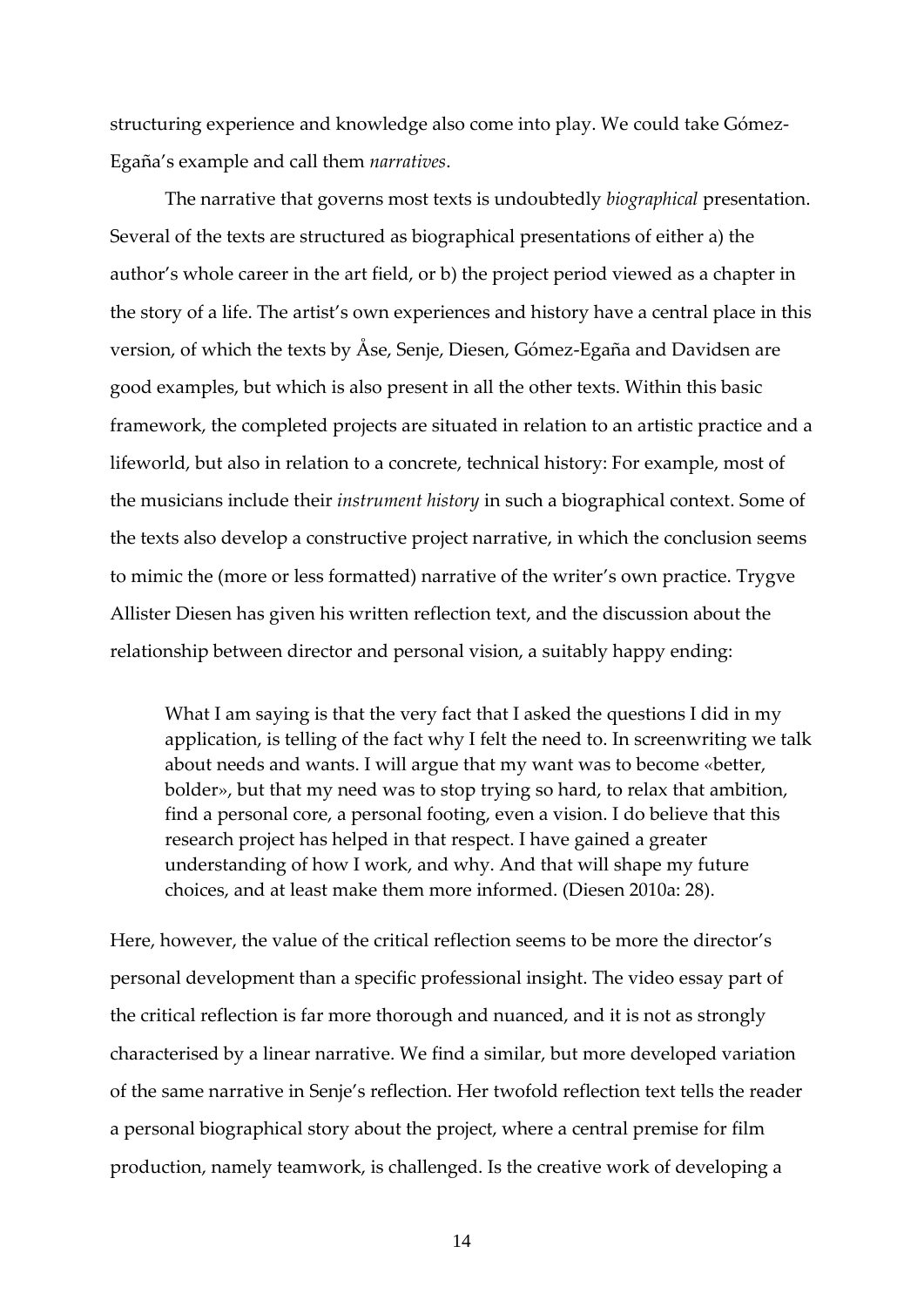structuring experience and knowledge also come into play. We could take Gómez-Egaña's example and call them *narratives*.

The narrative that governs most texts is undoubtedly *biographical* presentation. Several of the texts are structured as biographical presentations of either a) the author's whole career in the art field, or b) the project period viewed as a chapter in the story of a life. The artist's own experiences and history have a central place in this version, of which the texts by Åse, Senje, Diesen, Gómez-Egaña and Davidsen are good examples, but which is also present in all the other texts. Within this basic framework, the completed projects are situated in relation to an artistic practice and a lifeworld, but also in relation to a concrete, technical history: For example, most of the musicians include their *instrument history* in such a biographical context. Some of the texts also develop a constructive project narrative, in which the conclusion seems to mimic the (more or less formatted) narrative of the writer's own practice. Trygve Allister Diesen has given his written reflection text, and the discussion about the relationship between director and personal vision, a suitably happy ending:

> What I am saying is that the very fact that I asked the questions I did in my application, is telling of the fact why I felt the need to. In screenwriting we talk about needs and wants. I will argue that my want was to become «better, bolder», but that my need was to stop trying so hard, to relax that ambition, find a personal core, a personal footing, even a vision. I do believe that this research project has helped in that respect. I have gained a greater understanding of how I work, and why. And that will shape my future choices, and at least make them more informed. (Diesen 2010a: 28).

Here, however, the value of the critical reflection seems to be more the director's personal development than a specific professional insight. The video essay part of the critical reflection is far more thorough and nuanced, and it is not as strongly characterised by a linear narrative. We find a similar, but more developed variation of the same narrative in Senje's reflection. Her twofold reflection text tells the reader a personal biographical story about the project, where a central premise for film production, namely teamwork, is challenged. Is the creative work of developing a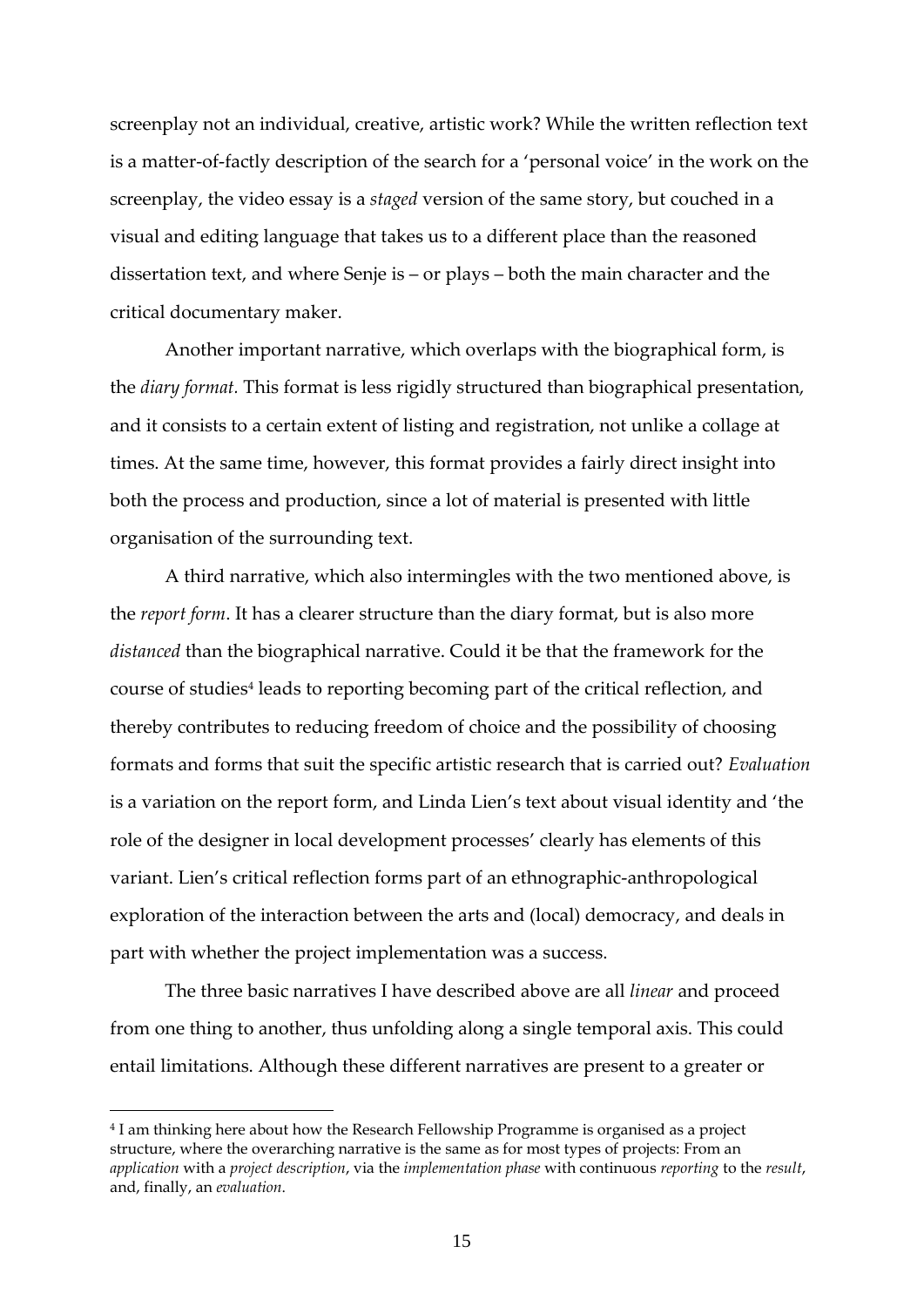screenplay not an individual, creative, artistic work? While the written reflection text is a matter-of-factly description of the search for a 'personal voice' in the work on the screenplay, the video essay is a *staged* version of the same story, but couched in a visual and editing language that takes us to a different place than the reasoned dissertation text, and where Senje is – or plays – both the main character and the critical documentary maker.

Another important narrative, which overlaps with the biographical form, is the *diary format.* This format is less rigidly structured than biographical presentation, and it consists to a certain extent of listing and registration, not unlike a collage at times. At the same time, however, this format provides a fairly direct insight into both the process and production, since a lot of material is presented with little organisation of the surrounding text.

A third narrative, which also intermingles with the two mentioned above, is the *report form*. It has a clearer structure than the diary format, but is also more *distanced* than the biographical narrative. Could it be that the framework for the course of studies[4] leads to reporting becoming part of the critical reflection, and thereby contributes to reducing freedom of choice and the possibility of choosing formats and forms that suit the specific artistic research that is carried out? *Evaluation* is a variation on the report form, and Linda Lien's text about visual identity and 'the role of the designer in local development processes' clearly has elements of this variant. Lien's critical reflection forms part of an ethnographic-anthropological exploration of the interaction between the arts and (local) democracy, and deals in part with whether the project implementation was a success.

The three basic narratives I have described above are all *linear* and proceed from one thing to another, thus unfolding along a single temporal axis. This could entail limitations. Although these different narratives are present to a greater or

[4] I am thinking here about how the Research Fellowship Programme is organised as a project structure, where the overarching narrative is the same as for most types of projects: From an *application* with a *project description*, via the *implementation phase* with continuous *reporting* to the *result*, and, finally, an *evaluation*.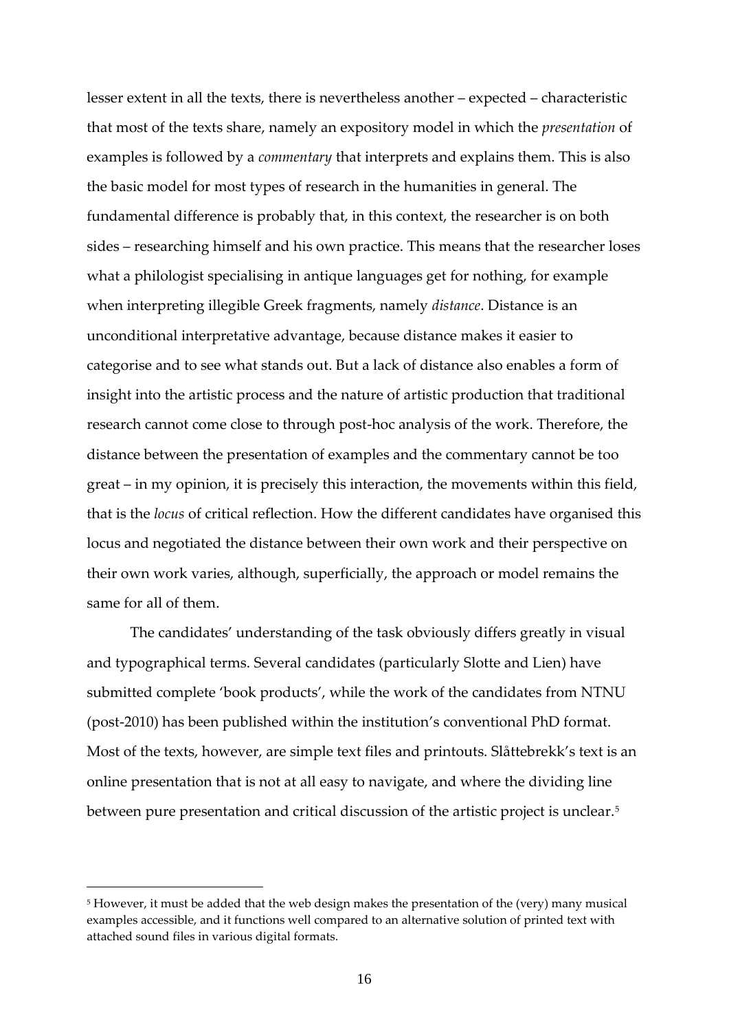lesser extent in all the texts, there is nevertheless another – expected – characteristic that most of the texts share, namely an expository model in which the *presentation* of examples is followed by a *commentary* that interprets and explains them. This is also the basic model for most types of research in the humanities in general. The fundamental difference is probably that, in this context, the researcher is on both sides – researching himself and his own practice. This means that the researcher loses what a philologist specialising in antique languages get for nothing, for example when interpreting illegible Greek fragments, namely *distance*. Distance is an unconditional interpretative advantage, because distance makes it easier to categorise and to see what stands out. But a lack of distance also enables a form of insight into the artistic process and the nature of artistic production that traditional research cannot come close to through post-hoc analysis of the work. Therefore, the distance between the presentation of examples and the commentary cannot be too great – in my opinion, it is precisely this interaction, the movements within this field, that is the *locus* of critical reflection. How the different candidates have organised this locus and negotiated the distance between their own work and their perspective on their own work varies, although, superficially, the approach or model remains the same for all of them.

The candidates' understanding of the task obviously differs greatly in visual and typographical terms. Several candidates (particularly Slotte and Lien) have submitted complete 'book products', while the work of the candidates from NTNU (post-2010) has been published within the institution's conventional PhD format. Most of the texts, however, are simple text files and printouts. Slåttebrekk's text is an online presentation that is not at all easy to navigate, and where the dividing line between pure presentation and critical discussion of the artistic project is unclear.[5]

[5] However, it must be added that the web design makes the presentation of the (very) many musical examples accessible, and it functions well compared to an alternative solution of printed text with attached sound files in various digital formats.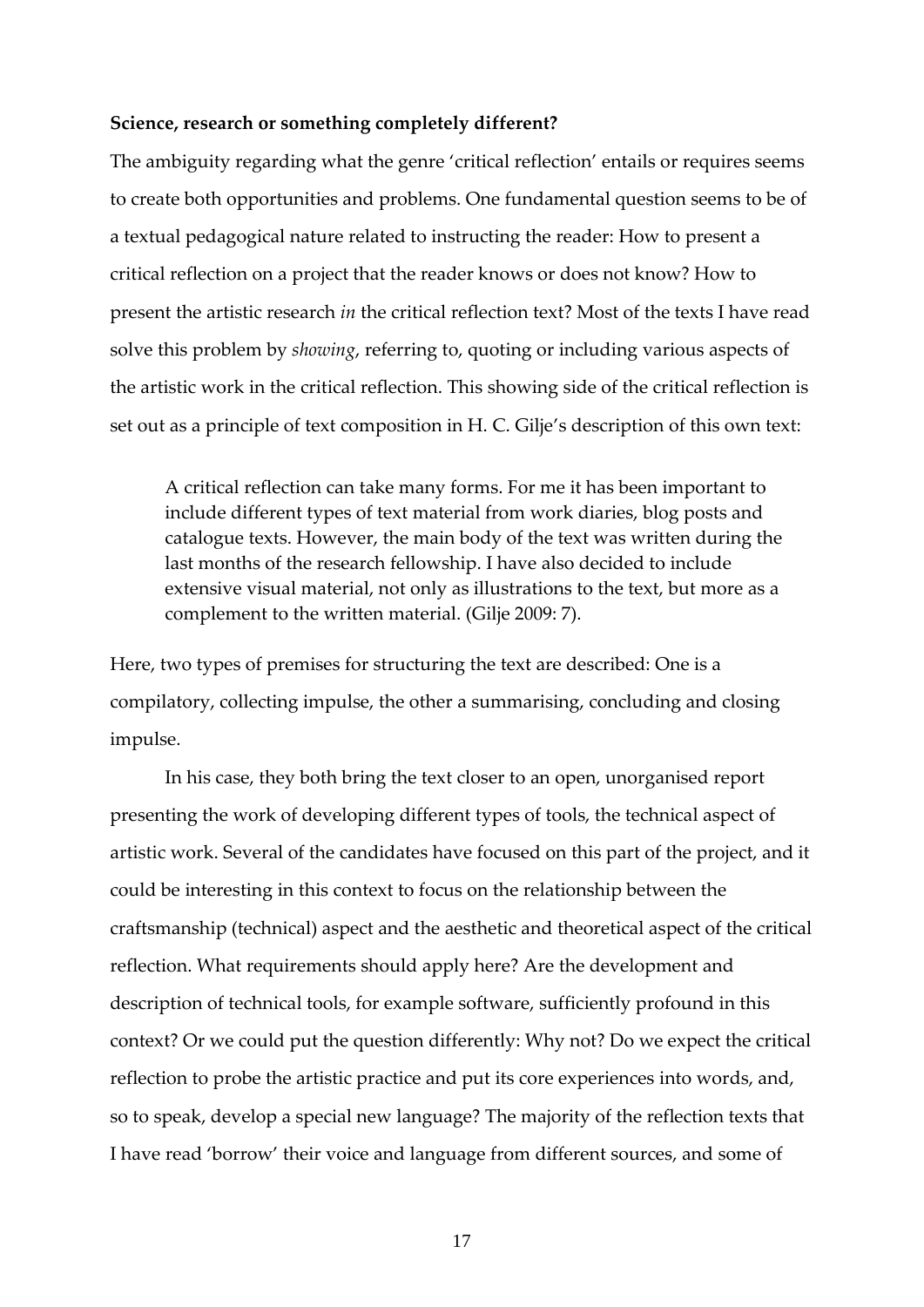**Science, research or something completely different?**

The ambiguity regarding what the genre 'critical reflection' entails or requires seems to create both opportunities and problems. One fundamental question seems to be of a textual pedagogical nature related to instructing the reader: How to present a critical reflection on a project that the reader knows or does not know? How to present the artistic research *in* the critical reflection text? Most of the texts I have read solve this problem by *showing*, referring to, quoting or including various aspects of the artistic work in the critical reflection. This showing side of the critical reflection is set out as a principle of text composition in H. C. Gilje's description of this own text:

> A critical reflection can take many forms. For me it has been important to include different types of text material from work diaries, blog posts and catalogue texts. However, the main body of the text was written during the last months of the research fellowship. I have also decided to include extensive visual material, not only as illustrations to the text, but more as a complement to the written material. (Gilje 2009: 7).

Here, two types of premises for structuring the text are described: One is a compilatory, collecting impulse, the other a summarising, concluding and closing impulse.

In his case, they both bring the text closer to an open, unorganised report presenting the work of developing different types of tools, the technical aspect of artistic work. Several of the candidates have focused on this part of the project, and it could be interesting in this context to focus on the relationship between the craftsmanship (technical) aspect and the aesthetic and theoretical aspect of the critical reflection. What requirements should apply here? Are the development and description of technical tools, for example software, sufficiently profound in this context? Or we could put the question differently: Why not? Do we expect the critical reflection to probe the artistic practice and put its core experiences into words, and, so to speak, develop a special new language? The majority of the reflection texts that I have read 'borrow' their voice and language from different sources, and some of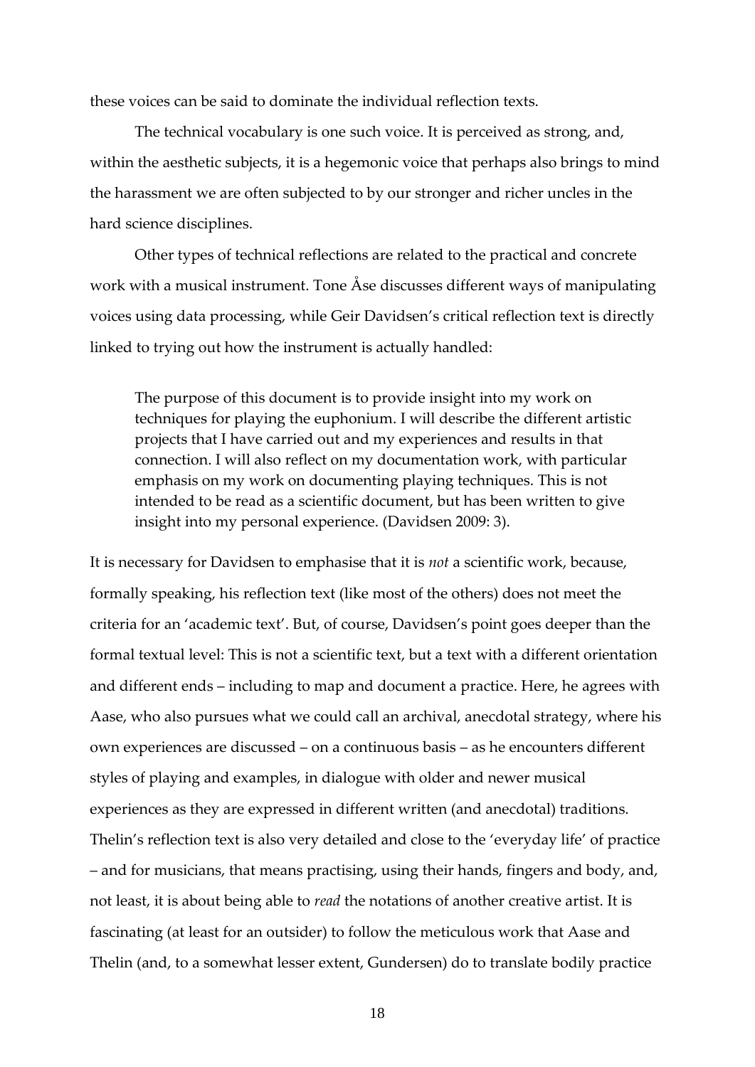these voices can be said to dominate the individual reflection texts.

The technical vocabulary is one such voice. It is perceived as strong, and, within the aesthetic subjects, it is a hegemonic voice that perhaps also brings to mind the harassment we are often subjected to by our stronger and richer uncles in the hard science disciplines.

Other types of technical reflections are related to the practical and concrete work with a musical instrument. Tone Åse discusses different ways of manipulating voices using data processing, while Geir Davidsen's critical reflection text is directly linked to trying out how the instrument is actually handled:

> The purpose of this document is to provide insight into my work on techniques for playing the euphonium. I will describe the different artistic projects that I have carried out and my experiences and results in that connection. I will also reflect on my documentation work, with particular emphasis on my work on documenting playing techniques. This is not intended to be read as a scientific document, but has been written to give insight into my personal experience. (Davidsen 2009: 3).

It is necessary for Davidsen to emphasise that it is *not* a scientific work, because, formally speaking, his reflection text (like most of the others) does not meet the criteria for an 'academic text'. But, of course, Davidsen's point goes deeper than the formal textual level: This is not a scientific text, but a text with a different orientation and different ends – including to map and document a practice. Here, he agrees with Aase, who also pursues what we could call an archival, anecdotal strategy, where his own experiences are discussed – on a continuous basis – as he encounters different styles of playing and examples, in dialogue with older and newer musical experiences as they are expressed in different written (and anecdotal) traditions. Thelin's reflection text is also very detailed and close to the 'everyday life' of practice – and for musicians, that means practising, using their hands, fingers and body, and, not least, it is about being able to *read* the notations of another creative artist. It is fascinating (at least for an outsider) to follow the meticulous work that Aase and Thelin (and, to a somewhat lesser extent, Gundersen) do to translate bodily practice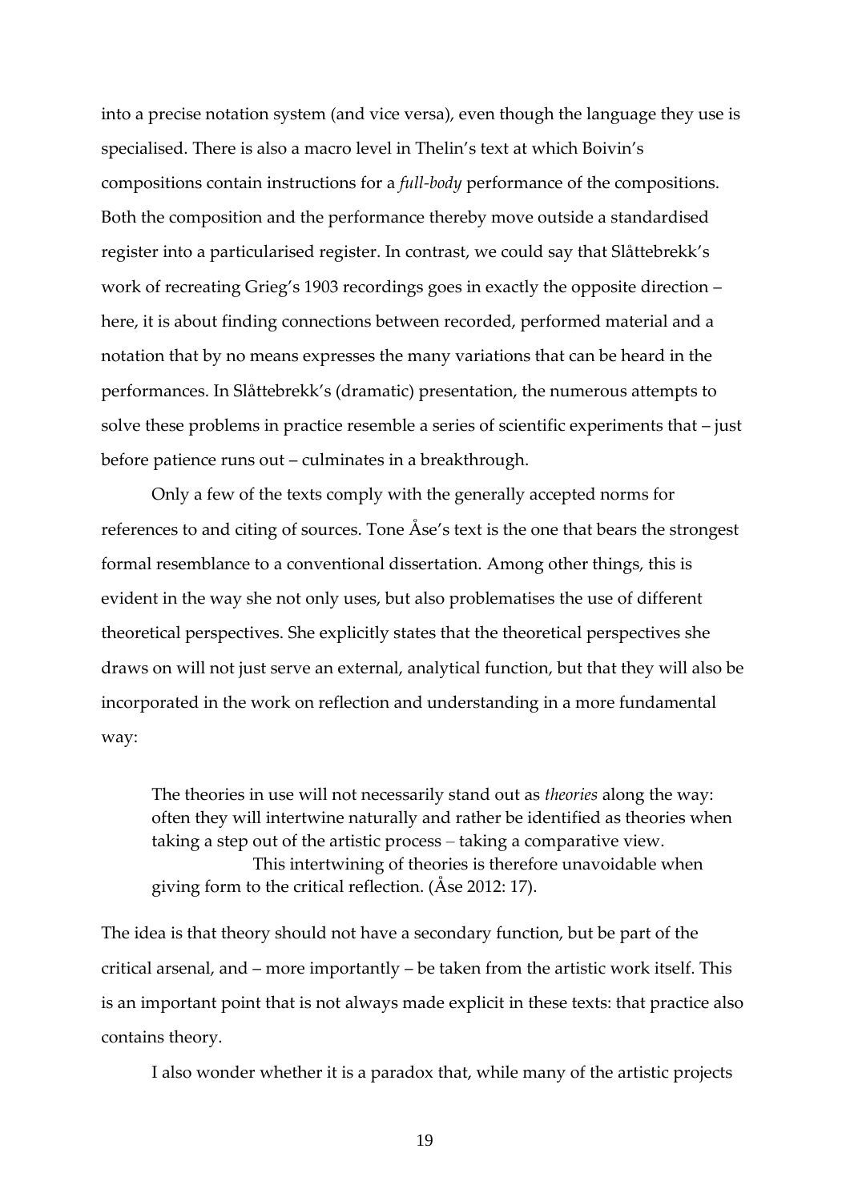into a precise notation system (and vice versa), even though the language they use is specialised. There is also a macro level in Thelin's text at which Boivin's compositions contain instructions for a *full-body* performance of the compositions. Both the composition and the performance thereby move outside a standardised register into a particularised register. In contrast, we could say that Slåttebrekk's work of recreating Grieg's 1903 recordings goes in exactly the opposite direction – here, it is about finding connections between recorded, performed material and a notation that by no means expresses the many variations that can be heard in the performances. In Slåttebrekk's (dramatic) presentation, the numerous attempts to solve these problems in practice resemble a series of scientific experiments that – just before patience runs out – culminates in a breakthrough.

Only a few of the texts comply with the generally accepted norms for references to and citing of sources. Tone Åse's text is the one that bears the strongest formal resemblance to a conventional dissertation. Among other things, this is evident in the way she not only uses, but also problematises the use of different theoretical perspectives. She explicitly states that the theoretical perspectives she draws on will not just serve an external, analytical function, but that they will also be incorporated in the work on reflection and understanding in a more fundamental way:

> The theories in use will not necessarily stand out as *theories* along the way: often they will intertwine naturally and rather be identified as theories when taking a step out of the artistic process – taking a comparative view.
>
> This intertwining of theories is therefore unavoidable when giving form to the critical reflection. (Åse 2012: 17).

The idea is that theory should not have a secondary function, but be part of the critical arsenal, and – more importantly – be taken from the artistic work itself. This is an important point that is not always made explicit in these texts: that practice also contains theory.

I also wonder whether it is a paradox that, while many of the artistic projects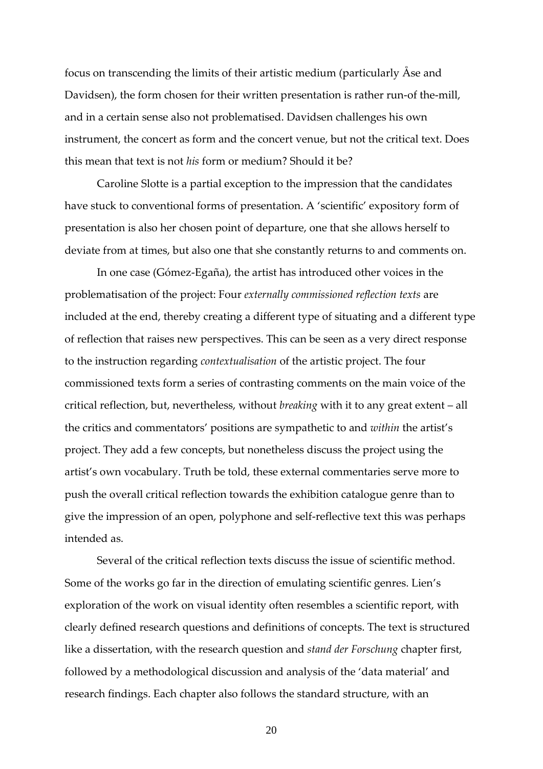focus on transcending the limits of their artistic medium (particularly Åse and Davidsen), the form chosen for their written presentation is rather run-of the-mill, and in a certain sense also not problematised. Davidsen challenges his own instrument, the concert as form and the concert venue, but not the critical text. Does this mean that text is not *his* form or medium? Should it be?

Caroline Slotte is a partial exception to the impression that the candidates have stuck to conventional forms of presentation. A 'scientific' expository form of presentation is also her chosen point of departure, one that she allows herself to deviate from at times, but also one that she constantly returns to and comments on.

In one case (Gómez-Egaña), the artist has introduced other voices in the problematisation of the project: Four *externally commissioned reflection texts* are included at the end, thereby creating a different type of situating and a different type of reflection that raises new perspectives. This can be seen as a very direct response to the instruction regarding *contextualisation* of the artistic project. The four commissioned texts form a series of contrasting comments on the main voice of the critical reflection, but, nevertheless, without *breaking* with it to any great extent – all the critics and commentators' positions are sympathetic to and *within* the artist's project. They add a few concepts, but nonetheless discuss the project using the artist's own vocabulary. Truth be told, these external commentaries serve more to push the overall critical reflection towards the exhibition catalogue genre than to give the impression of an open, polyphone and self-reflective text this was perhaps intended as.

Several of the critical reflection texts discuss the issue of scientific method. Some of the works go far in the direction of emulating scientific genres. Lien's exploration of the work on visual identity often resembles a scientific report, with clearly defined research questions and definitions of concepts. The text is structured like a dissertation, with the research question and *stand der Forschung* chapter first, followed by a methodological discussion and analysis of the 'data material' and research findings. Each chapter also follows the standard structure, with an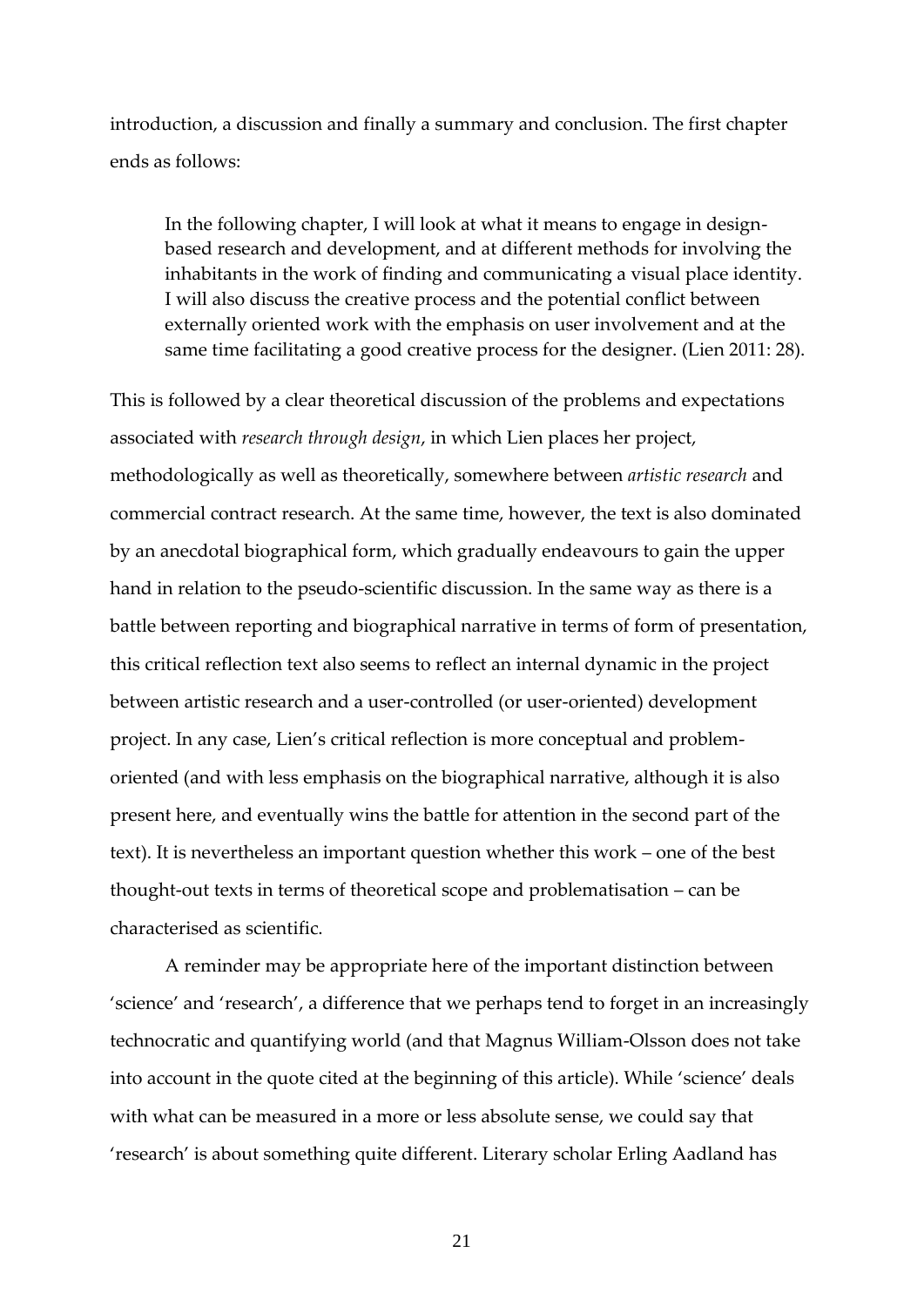introduction, a discussion and finally a summary and conclusion. The first chapter ends as follows:

> In the following chapter, I will look at what it means to engage in design-based research and development, and at different methods for involving the inhabitants in the work of finding and communicating a visual place identity. I will also discuss the creative process and the potential conflict between externally oriented work with the emphasis on user involvement and at the same time facilitating a good creative process for the designer. (Lien 2011: 28).

This is followed by a clear theoretical discussion of the problems and expectations associated with *research through design*, in which Lien places her project, methodologically as well as theoretically, somewhere between *artistic research* and commercial contract research. At the same time, however, the text is also dominated by an anecdotal biographical form, which gradually endeavours to gain the upper hand in relation to the pseudo-scientific discussion. In the same way as there is a battle between reporting and biographical narrative in terms of form of presentation, this critical reflection text also seems to reflect an internal dynamic in the project between artistic research and a user-controlled (or user-oriented) development project. In any case, Lien's critical reflection is more conceptual and problem-oriented (and with less emphasis on the biographical narrative, although it is also present here, and eventually wins the battle for attention in the second part of the text). It is nevertheless an important question whether this work – one of the best thought-out texts in terms of theoretical scope and problematisation – can be characterised as scientific.

A reminder may be appropriate here of the important distinction between 'science' and 'research', a difference that we perhaps tend to forget in an increasingly technocratic and quantifying world (and that Magnus William-Olsson does not take into account in the quote cited at the beginning of this article). While 'science' deals with what can be measured in a more or less absolute sense, we could say that 'research' is about something quite different. Literary scholar Erling Aadland has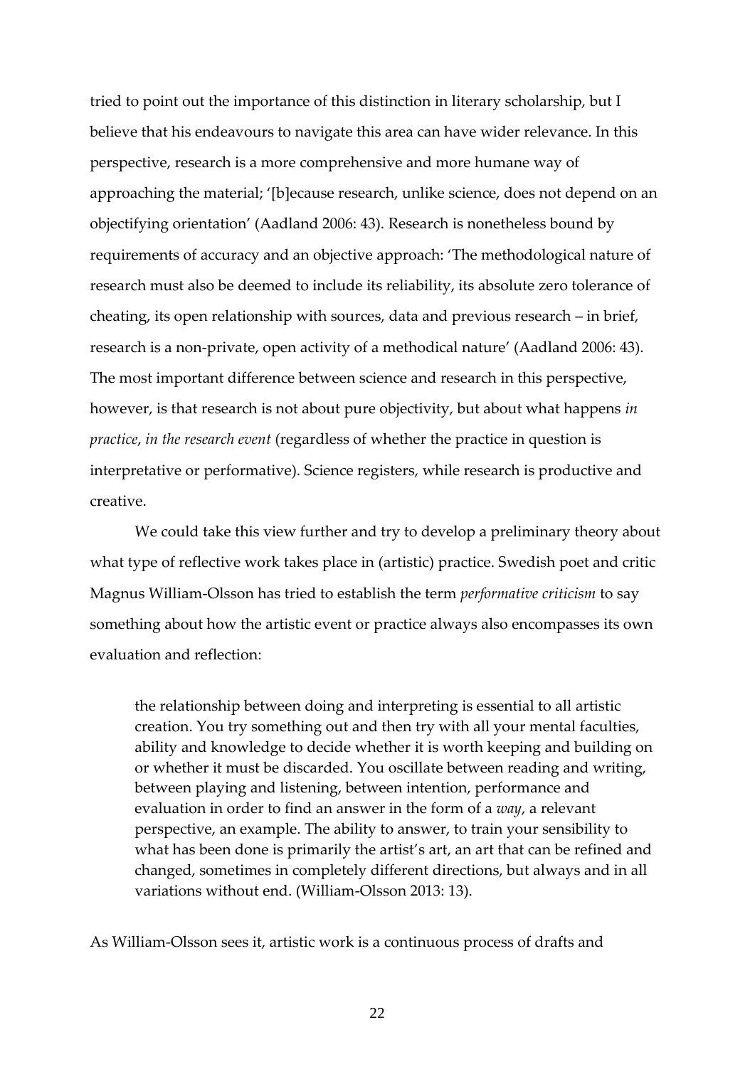tried to point out the importance of this distinction in literary scholarship, but I believe that his endeavours to navigate this area can have wider relevance. In this perspective, research is a more comprehensive and more humane way of approaching the material; '[b]ecause research, unlike science, does not depend on an objectifying orientation' (Aadland 2006: 43). Research is nonetheless bound by requirements of accuracy and an objective approach: 'The methodological nature of research must also be deemed to include its reliability, its absolute zero tolerance of cheating, its open relationship with sources, data and previous research – in brief, research is a non-private, open activity of a methodical nature' (Aadland 2006: 43). The most important difference between science and research in this perspective, however, is that research is not about pure objectivity, but about what happens *in practice*, *in the research event* (regardless of whether the practice in question is interpretative or performative). Science registers, while research is productive and creative.

We could take this view further and try to develop a preliminary theory about what type of reflective work takes place in (artistic) practice. Swedish poet and critic Magnus William-Olsson has tried to establish the term *performative criticism* to say something about how the artistic event or practice always also encompasses its own evaluation and reflection:

> the relationship between doing and interpreting is essential to all artistic creation. You try something out and then try with all your mental faculties, ability and knowledge to decide whether it is worth keeping and building on or whether it must be discarded. You oscillate between reading and writing, between playing and listening, between intention, performance and evaluation in order to find an answer in the form of a *way*, a relevant perspective, an example. The ability to answer, to train your sensibility to what has been done is primarily the artist's art, an art that can be refined and changed, sometimes in completely different directions, but always and in all variations without end. (William-Olsson 2013: 13).

As William-Olsson sees it, artistic work is a continuous process of drafts and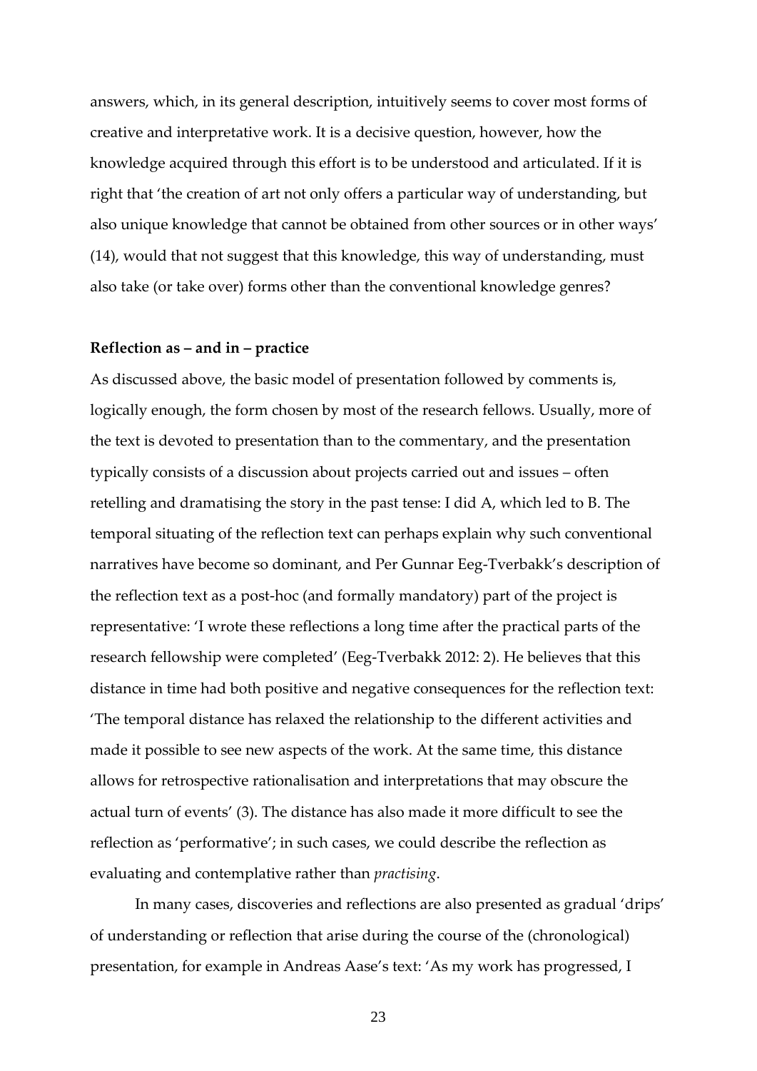answers, which, in its general description, intuitively seems to cover most forms of creative and interpretative work. It is a decisive question, however, how the knowledge acquired through this effort is to be understood and articulated. If it is right that 'the creation of art not only offers a particular way of understanding, but also unique knowledge that cannot be obtained from other sources or in other ways' (14), would that not suggest that this knowledge, this way of understanding, must also take (or take over) forms other than the conventional knowledge genres?

**Reflection as – and in – practice**

As discussed above, the basic model of presentation followed by comments is, logically enough, the form chosen by most of the research fellows. Usually, more of the text is devoted to presentation than to the commentary, and the presentation typically consists of a discussion about projects carried out and issues – often retelling and dramatising the story in the past tense: I did A, which led to B. The temporal situating of the reflection text can perhaps explain why such conventional narratives have become so dominant, and Per Gunnar Eeg-Tverbakk's description of the reflection text as a post-hoc (and formally mandatory) part of the project is representative: 'I wrote these reflections a long time after the practical parts of the research fellowship were completed' (Eeg-Tverbakk 2012: 2). He believes that this distance in time had both positive and negative consequences for the reflection text: 'The temporal distance has relaxed the relationship to the different activities and made it possible to see new aspects of the work. At the same time, this distance allows for retrospective rationalisation and interpretations that may obscure the actual turn of events' (3). The distance has also made it more difficult to see the reflection as 'performative'; in such cases, we could describe the reflection as evaluating and contemplative rather than *practising*.

In many cases, discoveries and reflections are also presented as gradual 'drips' of understanding or reflection that arise during the course of the (chronological) presentation, for example in Andreas Aase's text: 'As my work has progressed, I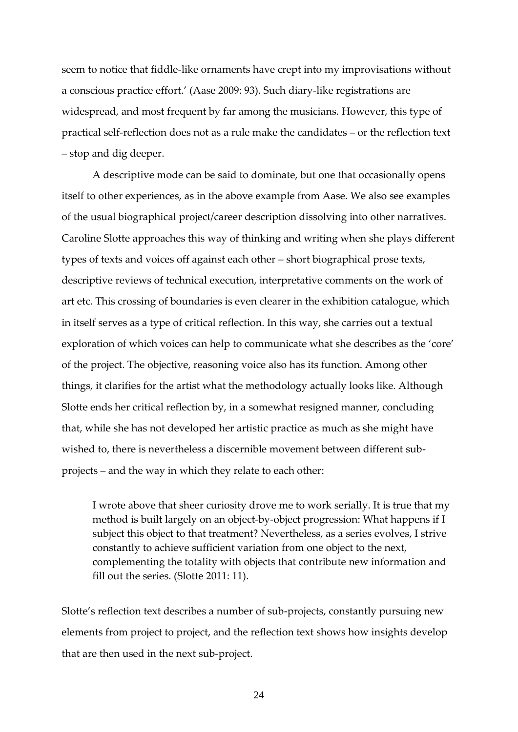seem to notice that fiddle-like ornaments have crept into my improvisations without a conscious practice effort.' (Aase 2009: 93). Such diary-like registrations are widespread, and most frequent by far among the musicians. However, this type of practical self-reflection does not as a rule make the candidates – or the reflection text – stop and dig deeper.

A descriptive mode can be said to dominate, but one that occasionally opens itself to other experiences, as in the above example from Aase. We also see examples of the usual biographical project/career description dissolving into other narratives. Caroline Slotte approaches this way of thinking and writing when she plays different types of texts and voices off against each other – short biographical prose texts, descriptive reviews of technical execution, interpretative comments on the work of art etc. This crossing of boundaries is even clearer in the exhibition catalogue, which in itself serves as a type of critical reflection. In this way, she carries out a textual exploration of which voices can help to communicate what she describes as the 'core' of the project. The objective, reasoning voice also has its function. Among other things, it clarifies for the artist what the methodology actually looks like. Although Slotte ends her critical reflection by, in a somewhat resigned manner, concluding that, while she has not developed her artistic practice as much as she might have wished to, there is nevertheless a discernible movement between different sub-projects – and the way in which they relate to each other:

> I wrote above that sheer curiosity drove me to work serially. It is true that my method is built largely on an object-by-object progression: What happens if I subject this object to that treatment? Nevertheless, as a series evolves, I strive constantly to achieve sufficient variation from one object to the next, complementing the totality with objects that contribute new information and fill out the series. (Slotte 2011: 11).

Slotte's reflection text describes a number of sub-projects, constantly pursuing new elements from project to project, and the reflection text shows how insights develop that are then used in the next sub-project.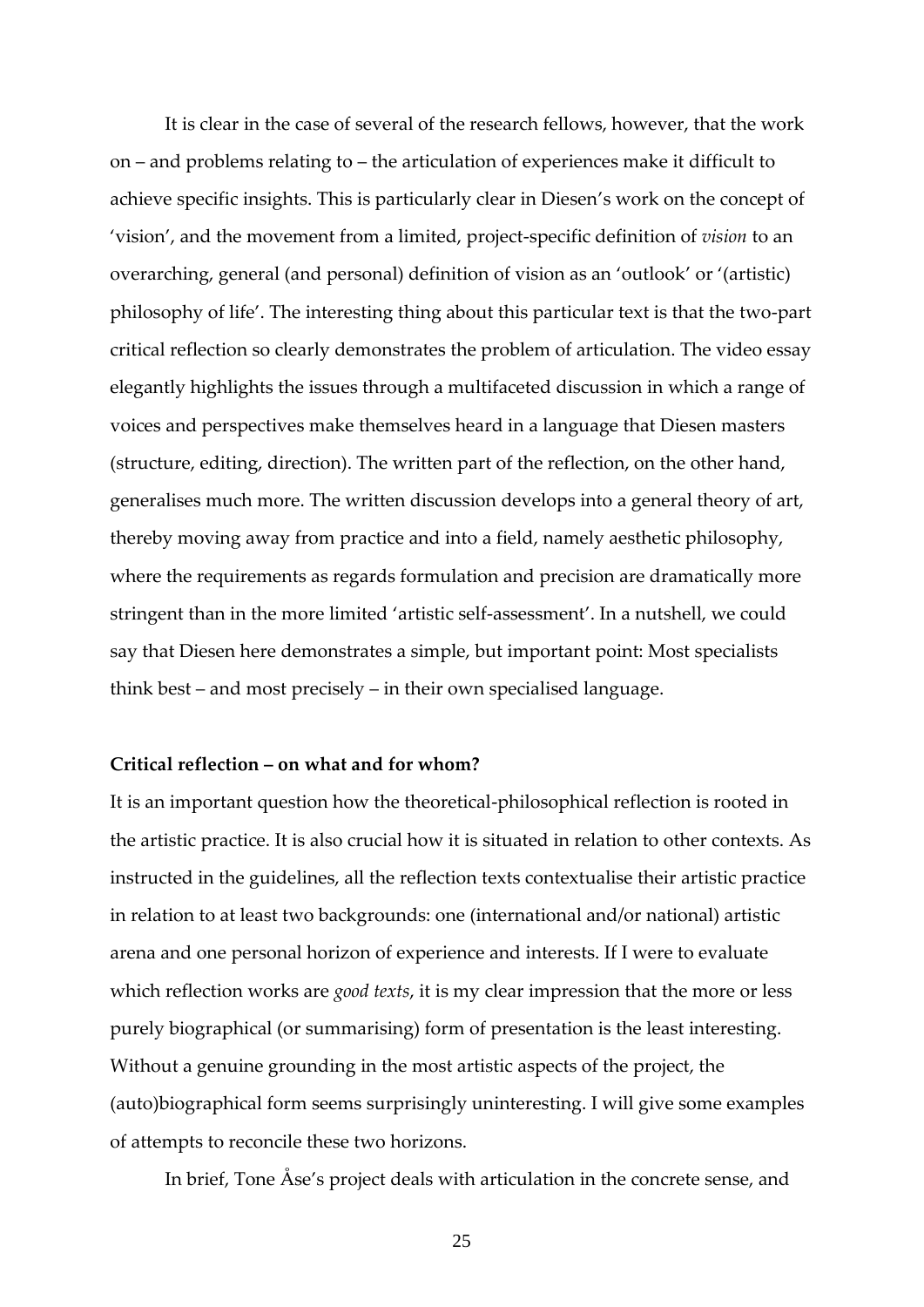It is clear in the case of several of the research fellows, however, that the work on – and problems relating to – the articulation of experiences make it difficult to achieve specific insights. This is particularly clear in Diesen's work on the concept of 'vision', and the movement from a limited, project-specific definition of *vision* to an overarching, general (and personal) definition of vision as an 'outlook' or '(artistic) philosophy of life'. The interesting thing about this particular text is that the two-part critical reflection so clearly demonstrates the problem of articulation. The video essay elegantly highlights the issues through a multifaceted discussion in which a range of voices and perspectives make themselves heard in a language that Diesen masters (structure, editing, direction). The written part of the reflection, on the other hand, generalises much more. The written discussion develops into a general theory of art, thereby moving away from practice and into a field, namely aesthetic philosophy, where the requirements as regards formulation and precision are dramatically more stringent than in the more limited 'artistic self-assessment'. In a nutshell, we could say that Diesen here demonstrates a simple, but important point: Most specialists think best – and most precisely – in their own specialised language.

**Critical reflection – on what and for whom?**

It is an important question how the theoretical-philosophical reflection is rooted in the artistic practice. It is also crucial how it is situated in relation to other contexts. As instructed in the guidelines, all the reflection texts contextualise their artistic practice in relation to at least two backgrounds: one (international and/or national) artistic arena and one personal horizon of experience and interests. If I were to evaluate which reflection works are *good texts*, it is my clear impression that the more or less purely biographical (or summarising) form of presentation is the least interesting. Without a genuine grounding in the most artistic aspects of the project, the (auto)biographical form seems surprisingly uninteresting. I will give some examples of attempts to reconcile these two horizons.

In brief, Tone Åse's project deals with articulation in the concrete sense, and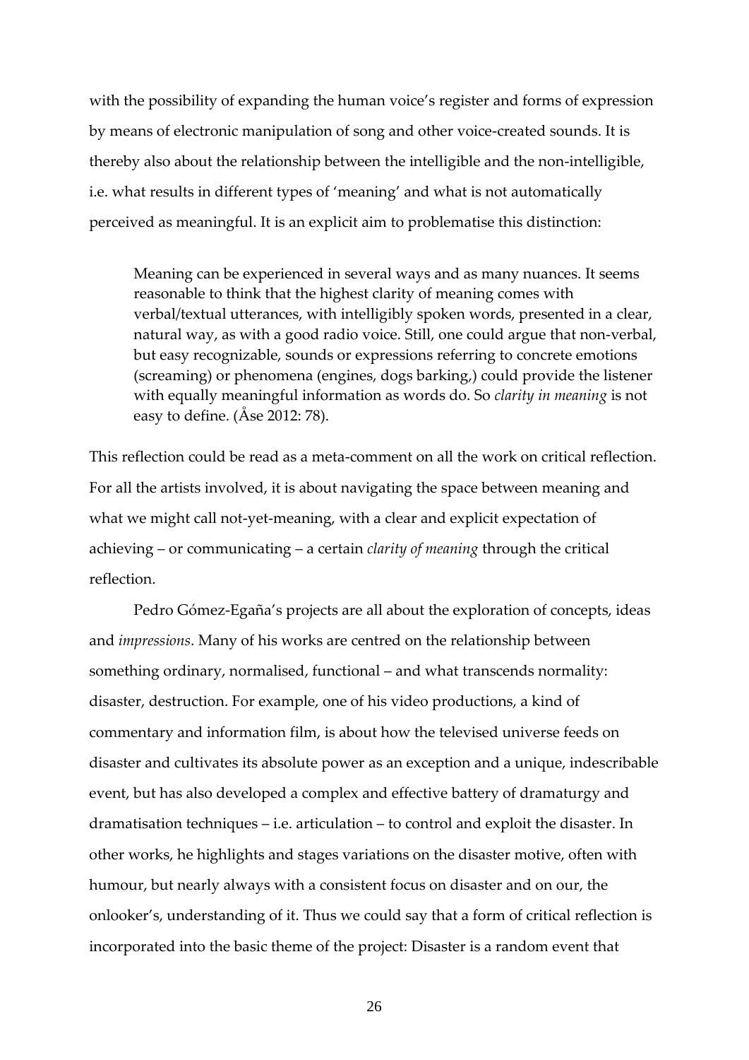with the possibility of expanding the human voice's register and forms of expression by means of electronic manipulation of song and other voice-created sounds. It is thereby also about the relationship between the intelligible and the non-intelligible, i.e. what results in different types of 'meaning' and what is not automatically perceived as meaningful. It is an explicit aim to problematise this distinction:

> Meaning can be experienced in several ways and as many nuances. It seems reasonable to think that the highest clarity of meaning comes with verbal/textual utterances, with intelligibly spoken words, presented in a clear, natural way, as with a good radio voice. Still, one could argue that non-verbal, but easy recognizable, sounds or expressions referring to concrete emotions (screaming) or phenomena (engines, dogs barking,) could provide the listener with equally meaningful information as words do. So *clarity in meaning* is not easy to define. (Åse 2012: 78).

This reflection could be read as a meta-comment on all the work on critical reflection. For all the artists involved, it is about navigating the space between meaning and what we might call not-yet-meaning, with a clear and explicit expectation of achieving – or communicating – a certain *clarity of meaning* through the critical reflection.

Pedro Gómez-Egaña's projects are all about the exploration of concepts, ideas and *impressions*. Many of his works are centred on the relationship between something ordinary, normalised, functional – and what transcends normality: disaster, destruction. For example, one of his video productions, a kind of commentary and information film, is about how the televised universe feeds on disaster and cultivates its absolute power as an exception and a unique, indescribable event, but has also developed a complex and effective battery of dramaturgy and dramatisation techniques – i.e. articulation – to control and exploit the disaster. In other works, he highlights and stages variations on the disaster motive, often with humour, but nearly always with a consistent focus on disaster and on our, the onlooker's, understanding of it. Thus we could say that a form of critical reflection is incorporated into the basic theme of the project: Disaster is a random event that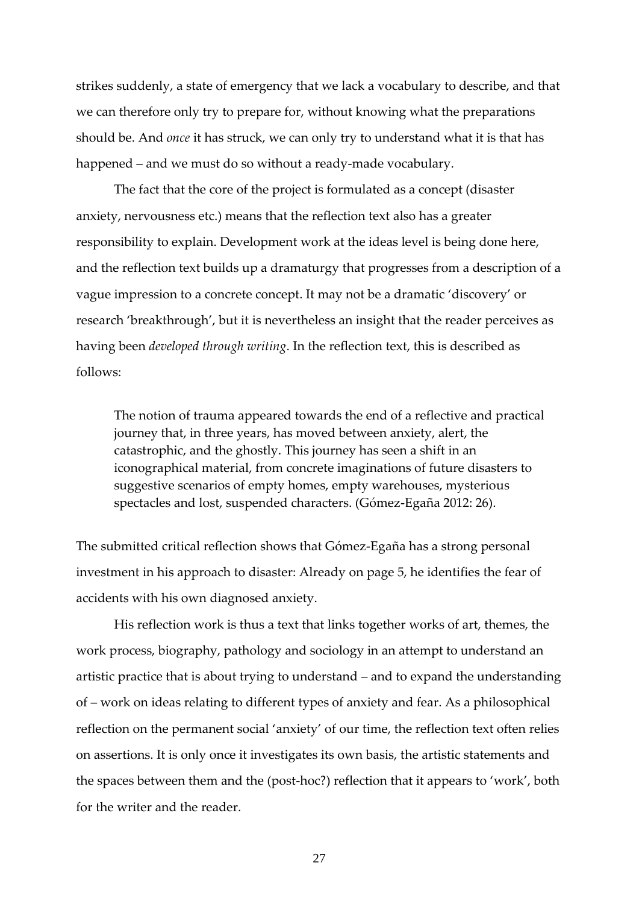strikes suddenly, a state of emergency that we lack a vocabulary to describe, and that we can therefore only try to prepare for, without knowing what the preparations should be. And *once* it has struck, we can only try to understand what it is that has happened – and we must do so without a ready-made vocabulary.

The fact that the core of the project is formulated as a concept (disaster anxiety, nervousness etc.) means that the reflection text also has a greater responsibility to explain. Development work at the ideas level is being done here, and the reflection text builds up a dramaturgy that progresses from a description of a vague impression to a concrete concept. It may not be a dramatic 'discovery' or research 'breakthrough', but it is nevertheless an insight that the reader perceives as having been *developed through writing*. In the reflection text, this is described as follows:

> The notion of trauma appeared towards the end of a reflective and practical journey that, in three years, has moved between anxiety, alert, the catastrophic, and the ghostly. This journey has seen a shift in an iconographical material, from concrete imaginations of future disasters to suggestive scenarios of empty homes, empty warehouses, mysterious spectacles and lost, suspended characters. (Gómez-Egaña 2012: 26).

The submitted critical reflection shows that Gómez-Egaña has a strong personal investment in his approach to disaster: Already on page 5, he identifies the fear of accidents with his own diagnosed anxiety.

His reflection work is thus a text that links together works of art, themes, the work process, biography, pathology and sociology in an attempt to understand an artistic practice that is about trying to understand – and to expand the understanding of – work on ideas relating to different types of anxiety and fear. As a philosophical reflection on the permanent social 'anxiety' of our time, the reflection text often relies on assertions. It is only once it investigates its own basis, the artistic statements and the spaces between them and the (post-hoc?) reflection that it appears to 'work', both for the writer and the reader.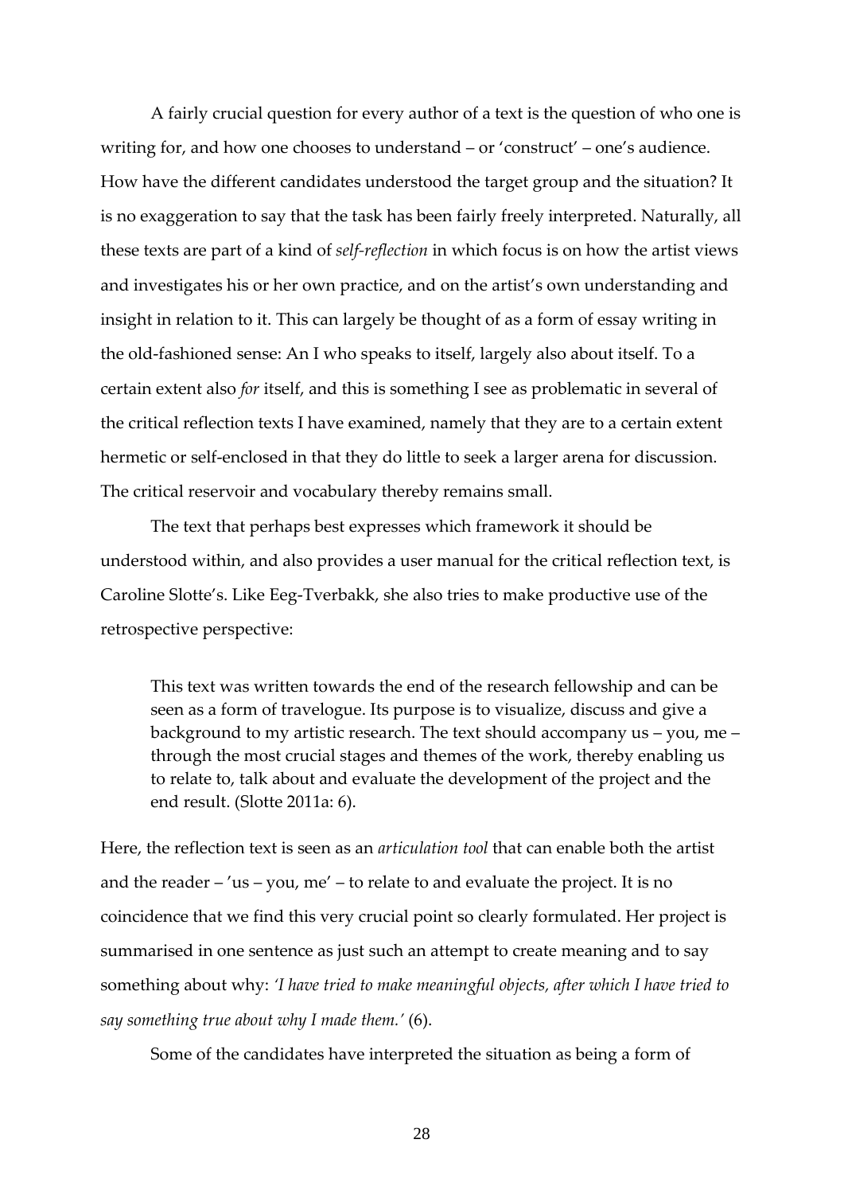A fairly crucial question for every author of a text is the question of who one is writing for, and how one chooses to understand – or 'construct' – one's audience. How have the different candidates understood the target group and the situation? It is no exaggeration to say that the task has been fairly freely interpreted. Naturally, all these texts are part of a kind of *self-reflection* in which focus is on how the artist views and investigates his or her own practice, and on the artist's own understanding and insight in relation to it. This can largely be thought of as a form of essay writing in the old-fashioned sense: An I who speaks to itself, largely also about itself. To a certain extent also *for* itself, and this is something I see as problematic in several of the critical reflection texts I have examined, namely that they are to a certain extent hermetic or self-enclosed in that they do little to seek a larger arena for discussion. The critical reservoir and vocabulary thereby remains small.

The text that perhaps best expresses which framework it should be understood within, and also provides a user manual for the critical reflection text, is Caroline Slotte's. Like Eeg-Tverbakk, she also tries to make productive use of the retrospective perspective:

> This text was written towards the end of the research fellowship and can be seen as a form of travelogue. Its purpose is to visualize, discuss and give a background to my artistic research. The text should accompany us – you, me – through the most crucial stages and themes of the work, thereby enabling us to relate to, talk about and evaluate the development of the project and the end result. (Slotte 2011a: 6).

Here, the reflection text is seen as an *articulation tool* that can enable both the artist and the reader – 'us – you, me' – to relate to and evaluate the project. It is no coincidence that we find this very crucial point so clearly formulated. Her project is summarised in one sentence as just such an attempt to create meaning and to say something about why: *'I have tried to make meaningful objects, after which I have tried to say something true about why I made them.'* (6).

Some of the candidates have interpreted the situation as being a form of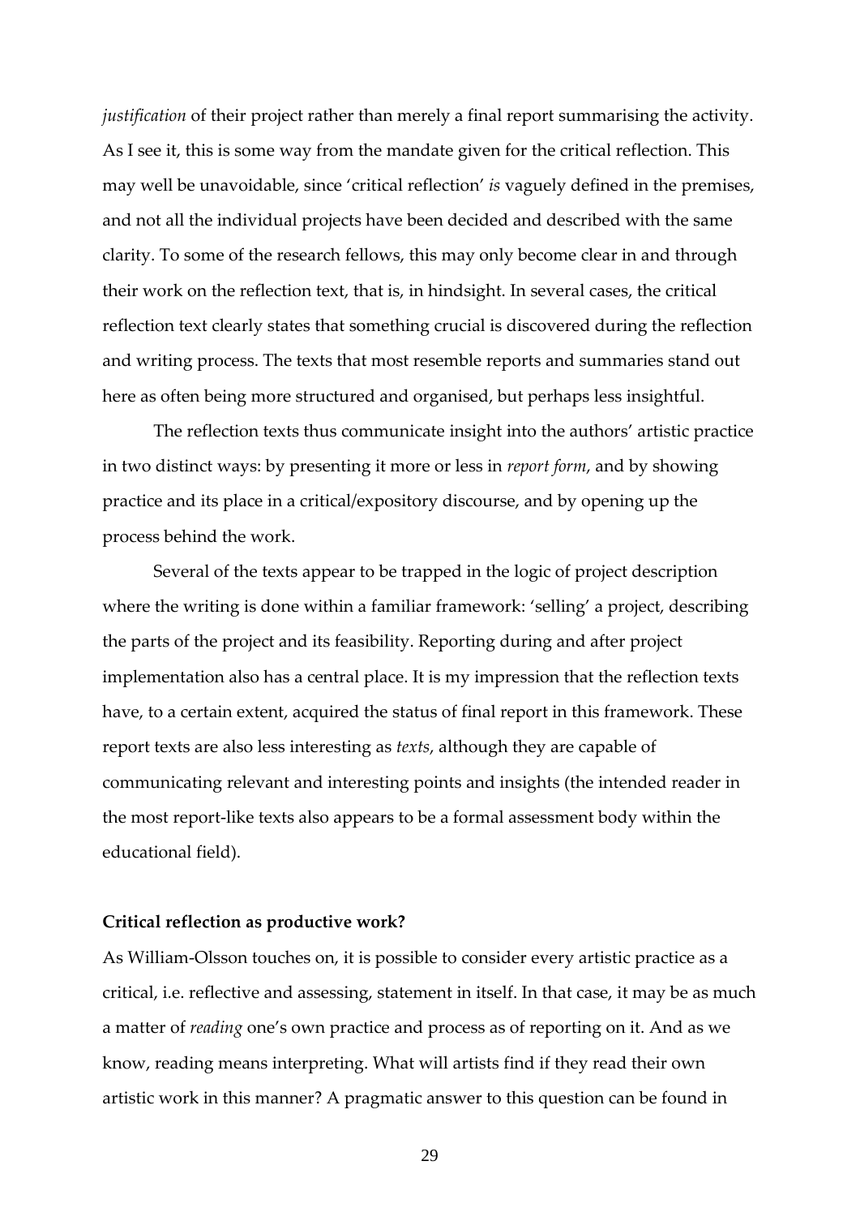*justification* of their project rather than merely a final report summarising the activity. As I see it, this is some way from the mandate given for the critical reflection. This may well be unavoidable, since 'critical reflection' *is* vaguely defined in the premises, and not all the individual projects have been decided and described with the same clarity. To some of the research fellows, this may only become clear in and through their work on the reflection text, that is, in hindsight. In several cases, the critical reflection text clearly states that something crucial is discovered during the reflection and writing process. The texts that most resemble reports and summaries stand out here as often being more structured and organised, but perhaps less insightful.

The reflection texts thus communicate insight into the authors' artistic practice in two distinct ways: by presenting it more or less in *report form*, and by showing practice and its place in a critical/expository discourse, and by opening up the process behind the work.

Several of the texts appear to be trapped in the logic of project description where the writing is done within a familiar framework: 'selling' a project, describing the parts of the project and its feasibility. Reporting during and after project implementation also has a central place. It is my impression that the reflection texts have, to a certain extent, acquired the status of final report in this framework. These report texts are also less interesting as *texts*, although they are capable of communicating relevant and interesting points and insights (the intended reader in the most report-like texts also appears to be a formal assessment body within the educational field).

**Critical reflection as productive work?**

As William-Olsson touches on, it is possible to consider every artistic practice as a critical, i.e. reflective and assessing, statement in itself. In that case, it may be as much a matter of *reading* one's own practice and process as of reporting on it. And as we know, reading means interpreting. What will artists find if they read their own artistic work in this manner? A pragmatic answer to this question can be found in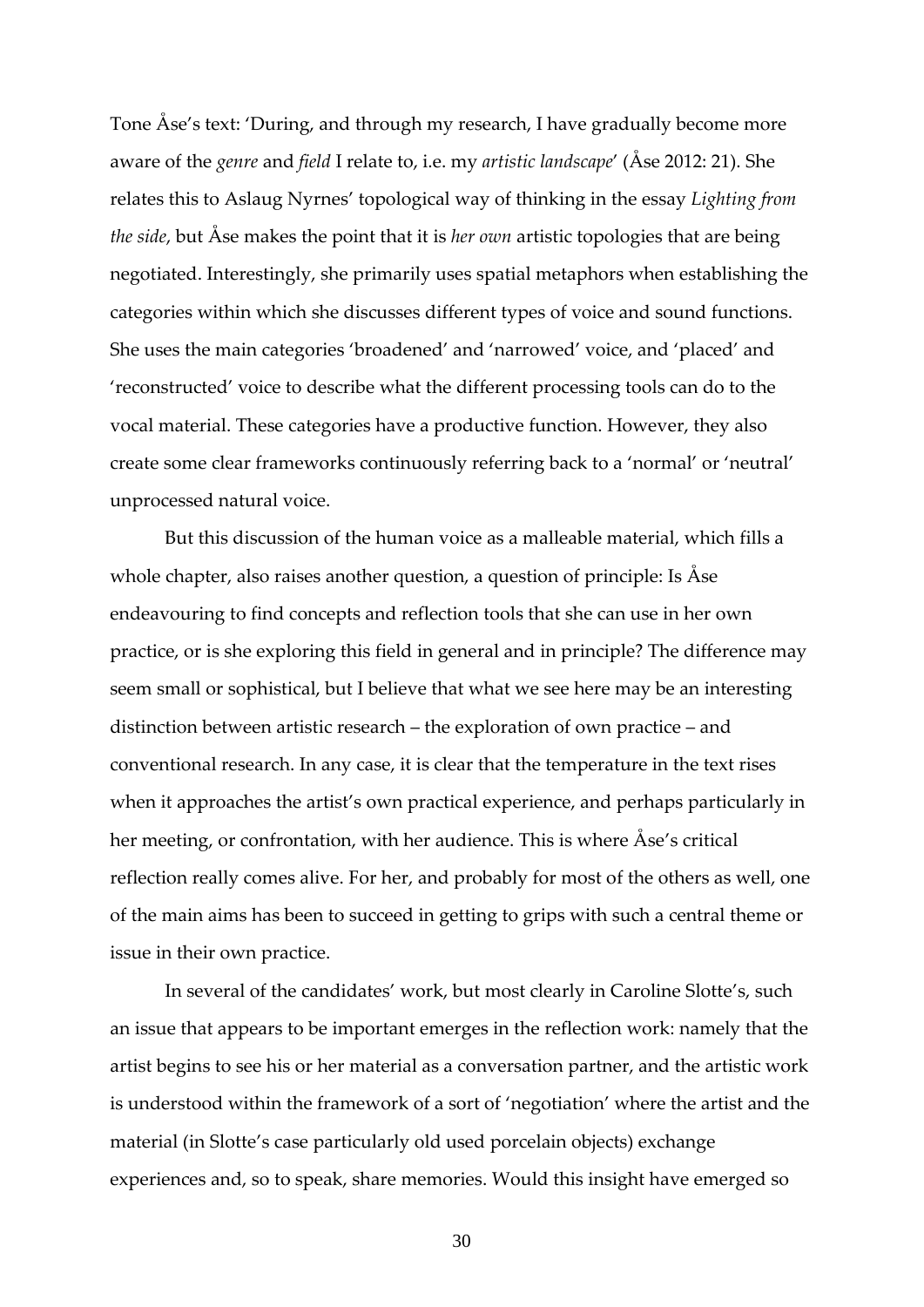Tone Åse's text: 'During, and through my research, I have gradually become more aware of the *genre* and *field* I relate to, i.e. my *artistic landscape*' (Åse 2012: 21). She relates this to Aslaug Nyrnes' topological way of thinking in the essay *Lighting from the side*, but Åse makes the point that it is *her own* artistic topologies that are being negotiated. Interestingly, she primarily uses spatial metaphors when establishing the categories within which she discusses different types of voice and sound functions. She uses the main categories 'broadened' and 'narrowed' voice, and 'placed' and 'reconstructed' voice to describe what the different processing tools can do to the vocal material. These categories have a productive function. However, they also create some clear frameworks continuously referring back to a 'normal' or 'neutral' unprocessed natural voice.

But this discussion of the human voice as a malleable material, which fills a whole chapter, also raises another question, a question of principle: Is Åse endeavouring to find concepts and reflection tools that she can use in her own practice, or is she exploring this field in general and in principle? The difference may seem small or sophistical, but I believe that what we see here may be an interesting distinction between artistic research – the exploration of own practice – and conventional research. In any case, it is clear that the temperature in the text rises when it approaches the artist's own practical experience, and perhaps particularly in her meeting, or confrontation, with her audience. This is where Åse's critical reflection really comes alive. For her, and probably for most of the others as well, one of the main aims has been to succeed in getting to grips with such a central theme or issue in their own practice.

In several of the candidates' work, but most clearly in Caroline Slotte's, such an issue that appears to be important emerges in the reflection work: namely that the artist begins to see his or her material as a conversation partner, and the artistic work is understood within the framework of a sort of 'negotiation' where the artist and the material (in Slotte's case particularly old used porcelain objects) exchange experiences and, so to speak, share memories. Would this insight have emerged so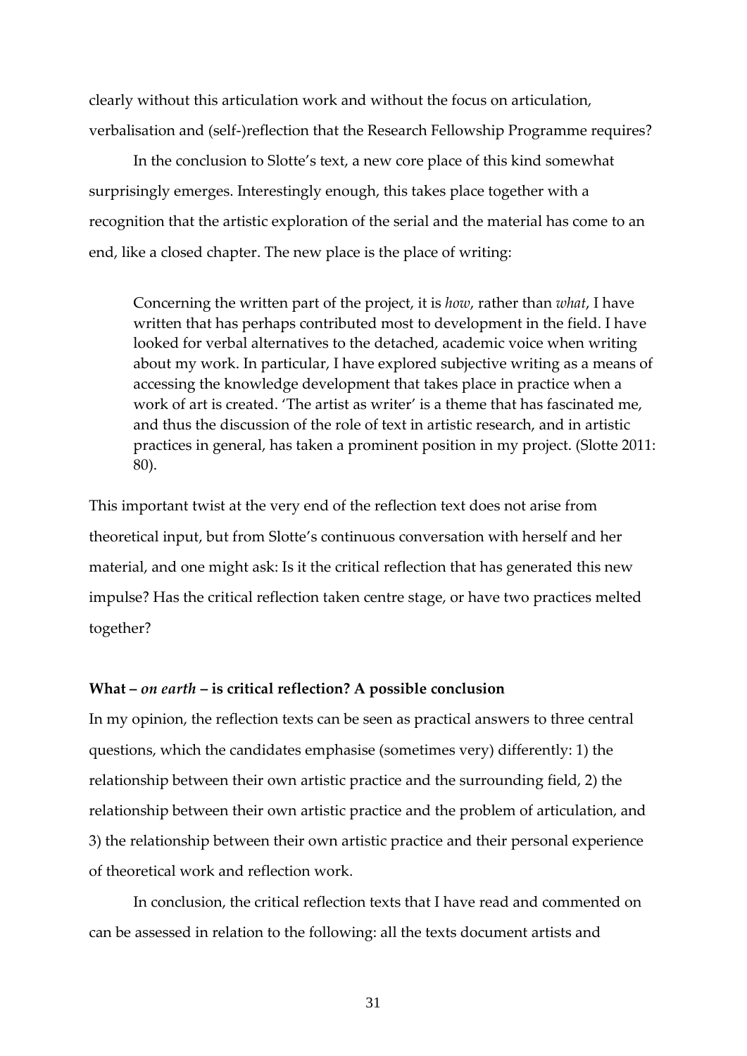clearly without this articulation work and without the focus on articulation, verbalisation and (self-)reflection that the Research Fellowship Programme requires?

In the conclusion to Slotte's text, a new core place of this kind somewhat surprisingly emerges. Interestingly enough, this takes place together with a recognition that the artistic exploration of the serial and the material has come to an end, like a closed chapter. The new place is the place of writing:

> Concerning the written part of the project, it is *how*, rather than *what*, I have written that has perhaps contributed most to development in the field. I have looked for verbal alternatives to the detached, academic voice when writing about my work. In particular, I have explored subjective writing as a means of accessing the knowledge development that takes place in practice when a work of art is created. 'The artist as writer' is a theme that has fascinated me, and thus the discussion of the role of text in artistic research, and in artistic practices in general, has taken a prominent position in my project. (Slotte 2011: 80).

This important twist at the very end of the reflection text does not arise from theoretical input, but from Slotte's continuous conversation with herself and her material, and one might ask: Is it the critical reflection that has generated this new impulse? Has the critical reflection taken centre stage, or have two practices melted together?

### What – *on earth* – is critical reflection? A possible conclusion

In my opinion, the reflection texts can be seen as practical answers to three central questions, which the candidates emphasise (sometimes very) differently: 1) the relationship between their own artistic practice and the surrounding field, 2) the relationship between their own artistic practice and the problem of articulation, and 3) the relationship between their own artistic practice and their personal experience of theoretical work and reflection work.

In conclusion, the critical reflection texts that I have read and commented on can be assessed in relation to the following: all the texts document artists and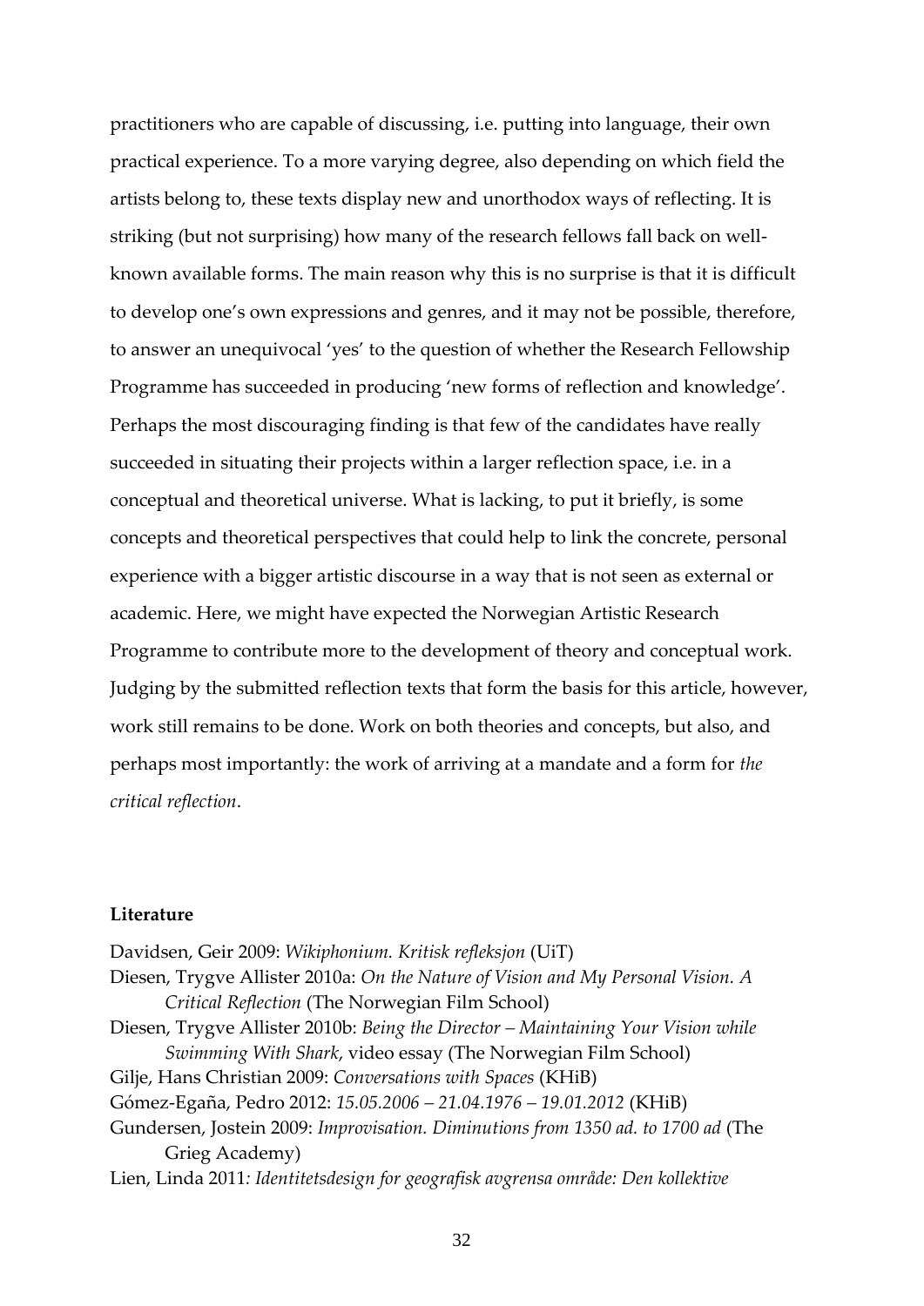practitioners who are capable of discussing, i.e. putting into language, their own practical experience. To a more varying degree, also depending on which field the artists belong to, these texts display new and unorthodox ways of reflecting. It is striking (but not surprising) how many of the research fellows fall back on well-known available forms. The main reason why this is no surprise is that it is difficult to develop one's own expressions and genres, and it may not be possible, therefore, to answer an unequivocal 'yes' to the question of whether the Research Fellowship Programme has succeeded in producing 'new forms of reflection and knowledge'. Perhaps the most discouraging finding is that few of the candidates have really succeeded in situating their projects within a larger reflection space, i.e. in a conceptual and theoretical universe. What is lacking, to put it briefly, is some concepts and theoretical perspectives that could help to link the concrete, personal experience with a bigger artistic discourse in a way that is not seen as external or academic. Here, we might have expected the Norwegian Artistic Research Programme to contribute more to the development of theory and conceptual work. Judging by the submitted reflection texts that form the basis for this article, however, work still remains to be done. Work on both theories and concepts, but also, and perhaps most importantly: the work of arriving at a mandate and a form for *the critical reflection*.

**Literature**

Davidsen, Geir 2009: *Wikiphonium. Kritisk refleksjon* (UiT)

Diesen, Trygve Allister 2010a: *On the Nature of Vision and My Personal Vision. A Critical Reflection* (The Norwegian Film School)

Diesen, Trygve Allister 2010b: *Being the Director – Maintaining Your Vision while Swimming With Shark*, video essay (The Norwegian Film School)

Gilje, Hans Christian 2009: *Conversations with Spaces* (KHiB)

Gómez-Egaña, Pedro 2012: *15.05.2006 – 21.04.1976 – 19.01.2012* (KHiB)

Gundersen, Jostein 2009: *Improvisation. Diminutions from 1350 ad. to 1700 ad* (The Grieg Academy)

Lien, Linda 2011*: Identitetsdesign for geografisk avgrensa område: Den kollektive*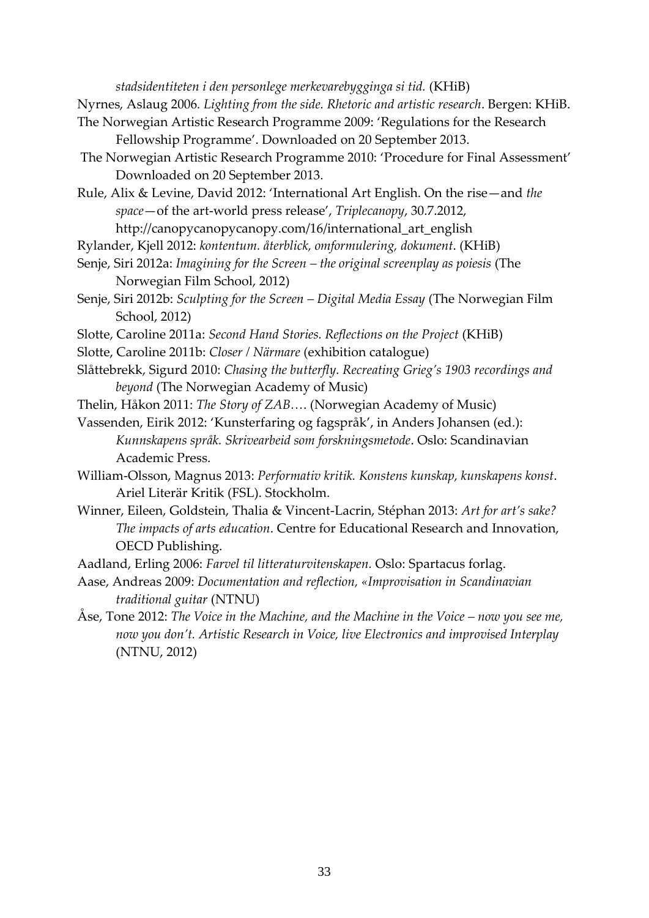*stadsidentiteten i den personlege merkevarebygginga si tid.* (KHiB)

Nyrnes, Aslaug 2006. *Lighting from the side. Rhetoric and artistic research*. Bergen: KHiB.

The Norwegian Artistic Research Programme 2009: 'Regulations for the Research Fellowship Programme'. Downloaded on 20 September 2013.

The Norwegian Artistic Research Programme 2010: 'Procedure for Final Assessment' Downloaded on 20 September 2013.

Rule, Alix & Levine, David 2012: 'International Art English. On the rise—and *the space*—of the art-world press release', *Triplecanopy*, 30.7.2012, http://canopycanopycanopy.com/16/international_art_english

Rylander, Kjell 2012: *kontentum. återblick, omformulering, dokument*. (KHiB)

Senje, Siri 2012a: *Imagining for the Screen – the original screenplay as poiesis* (The Norwegian Film School, 2012)

Senje, Siri 2012b: *Sculpting for the Screen – Digital Media Essay* (The Norwegian Film School, 2012)

Slotte, Caroline 2011a: *Second Hand Stories. Reflections on the Project* (KHiB)

Slotte, Caroline 2011b: *Closer / Närmare* (exhibition catalogue)

Slåttebrekk, Sigurd 2010: *Chasing the butterfly. Recreating Grieg's 1903 recordings and beyond* (The Norwegian Academy of Music)

Thelin, Håkon 2011: *The Story of ZAB*…. (Norwegian Academy of Music)

Vassenden, Eirik 2012: 'Kunsterfaring og fagspråk', in Anders Johansen (ed.): *Kunnskapens språk. Skrivearbeid som forskningsmetode*. Oslo: Scandinavian Academic Press.

William-Olsson, Magnus 2013: *Performativ kritik. Konstens kunskap, kunskapens konst*. Ariel Literär Kritik (FSL). Stockholm.

Winner, Eileen, Goldstein, Thalia & Vincent-Lacrin, Stéphan 2013: *Art for art's sake? The impacts of arts education*. Centre for Educational Research and Innovation, OECD Publishing.

Aadland, Erling 2006: *Farvel til litteraturvitenskapen.* Oslo: Spartacus forlag.

Aase, Andreas 2009: *Documentation and reflection, «Improvisation in Scandinavian traditional guitar* (NTNU)

Åse, Tone 2012: *The Voice in the Machine, and the Machine in the Voice – now you see me, now you don't. Artistic Research in Voice, live Electronics and improvised Interplay* (NTNU, 2012)